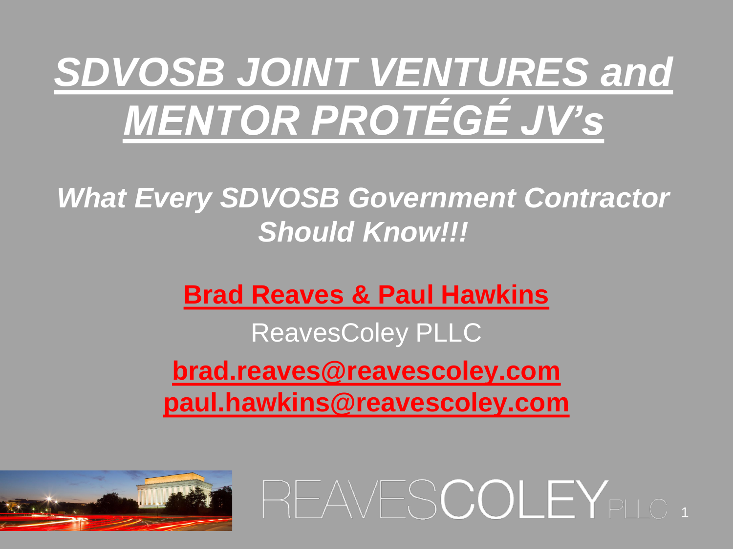# *SDVOSB JOINT VENTURES and MENTOR PROTÉGÉ JV's*

## *What Every SDVOSB Government Contractor Should Know!!!*

**Brad Reaves & Paul Hawkins**

ReavesColey PLLC

**brad.reaves@reavescoley.com**
**paul.hawkins@reavescoley.com**

REAVESCOLEY PLLC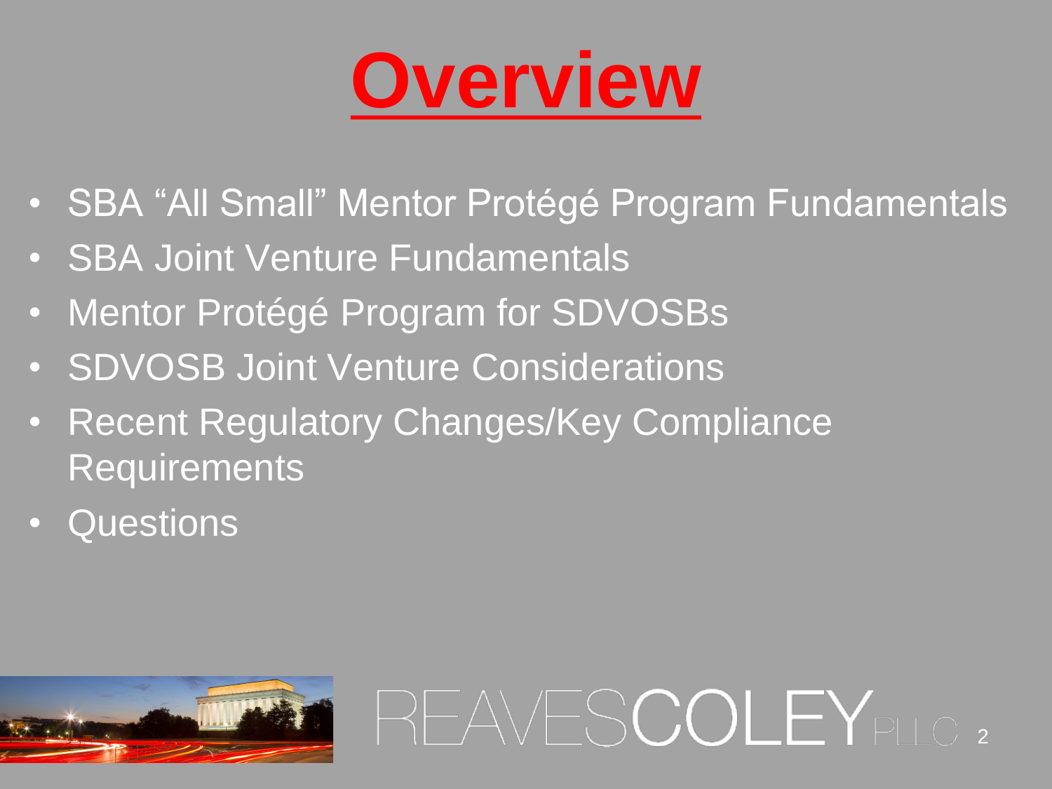# Overview

- SBA "All Small" Mentor Protégé Program Fundamentals
- SBA Joint Venture Fundamentals
- Mentor Protégé Program for SDVOSBs
- SDVOSB Joint Venture Considerations
- Recent Regulatory Changes/Key Compliance Requirements
- Questions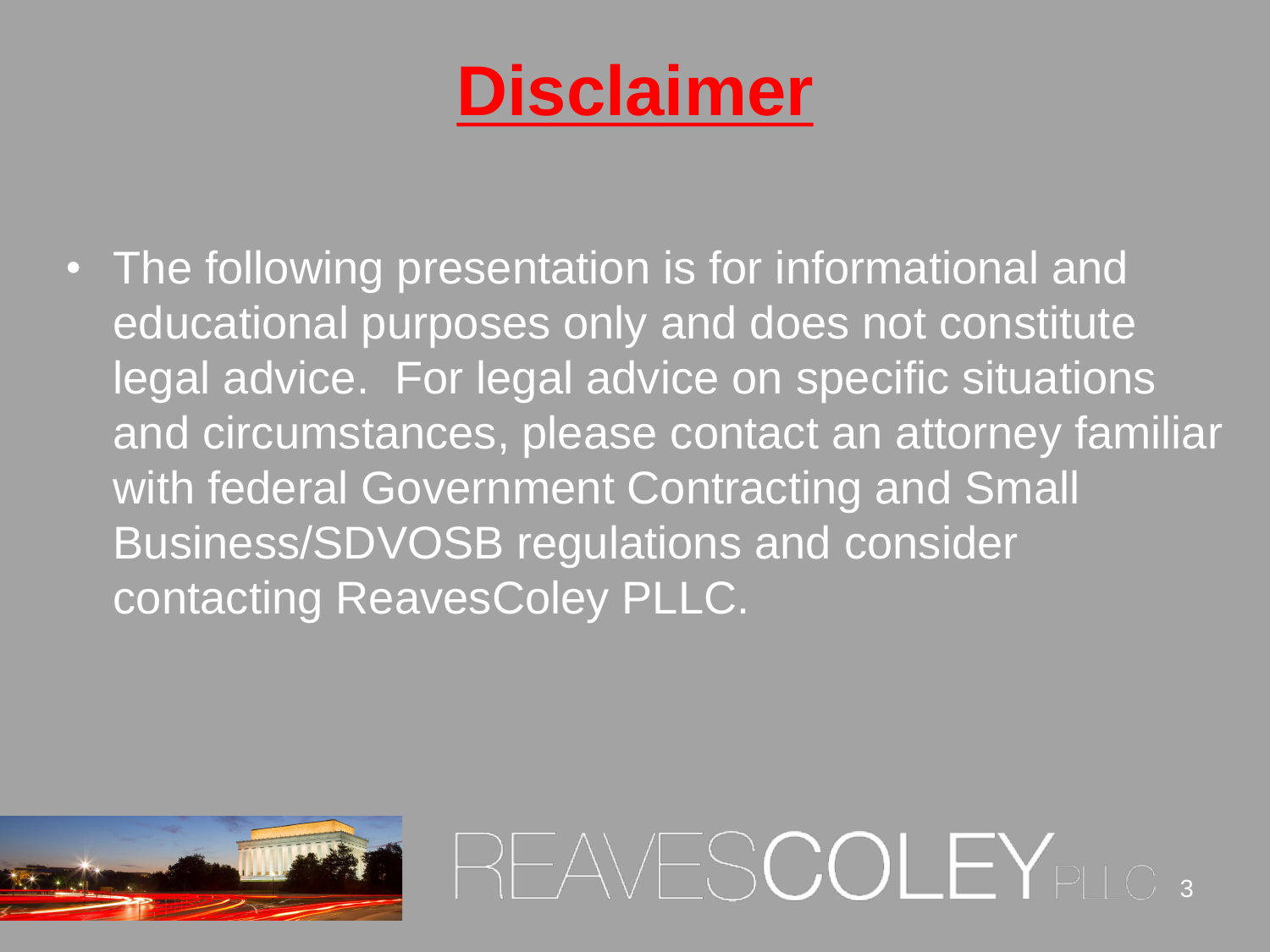# Disclaimer

- The following presentation is for informational and educational purposes only and does not constitute legal advice. For legal advice on specific situations and circumstances, please contact an attorney familiar with federal Government Contracting and Small Business/SDVOSB regulations and consider contacting ReavesColey PLLC.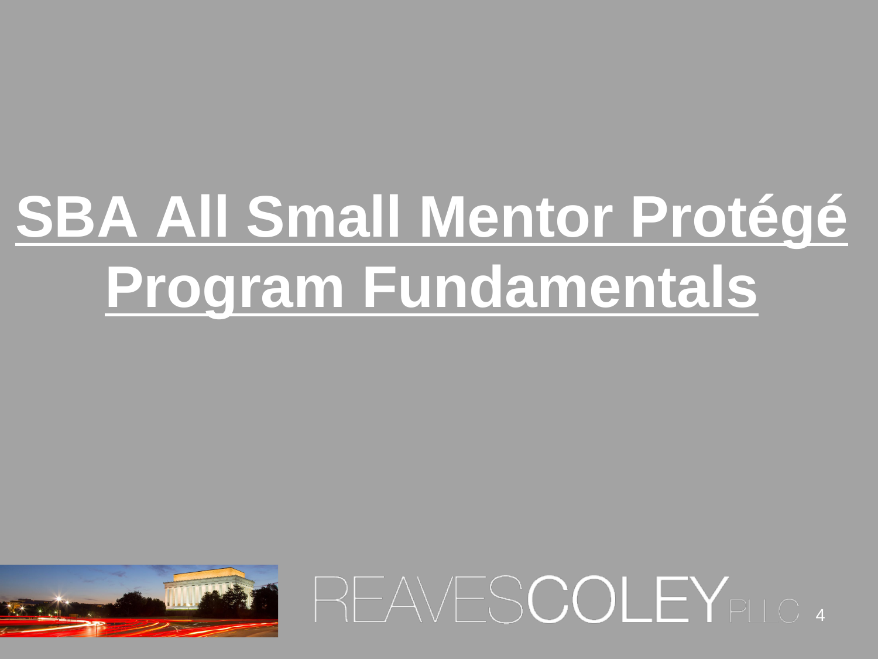# SBA All Small Mentor Protégé Program Fundamentals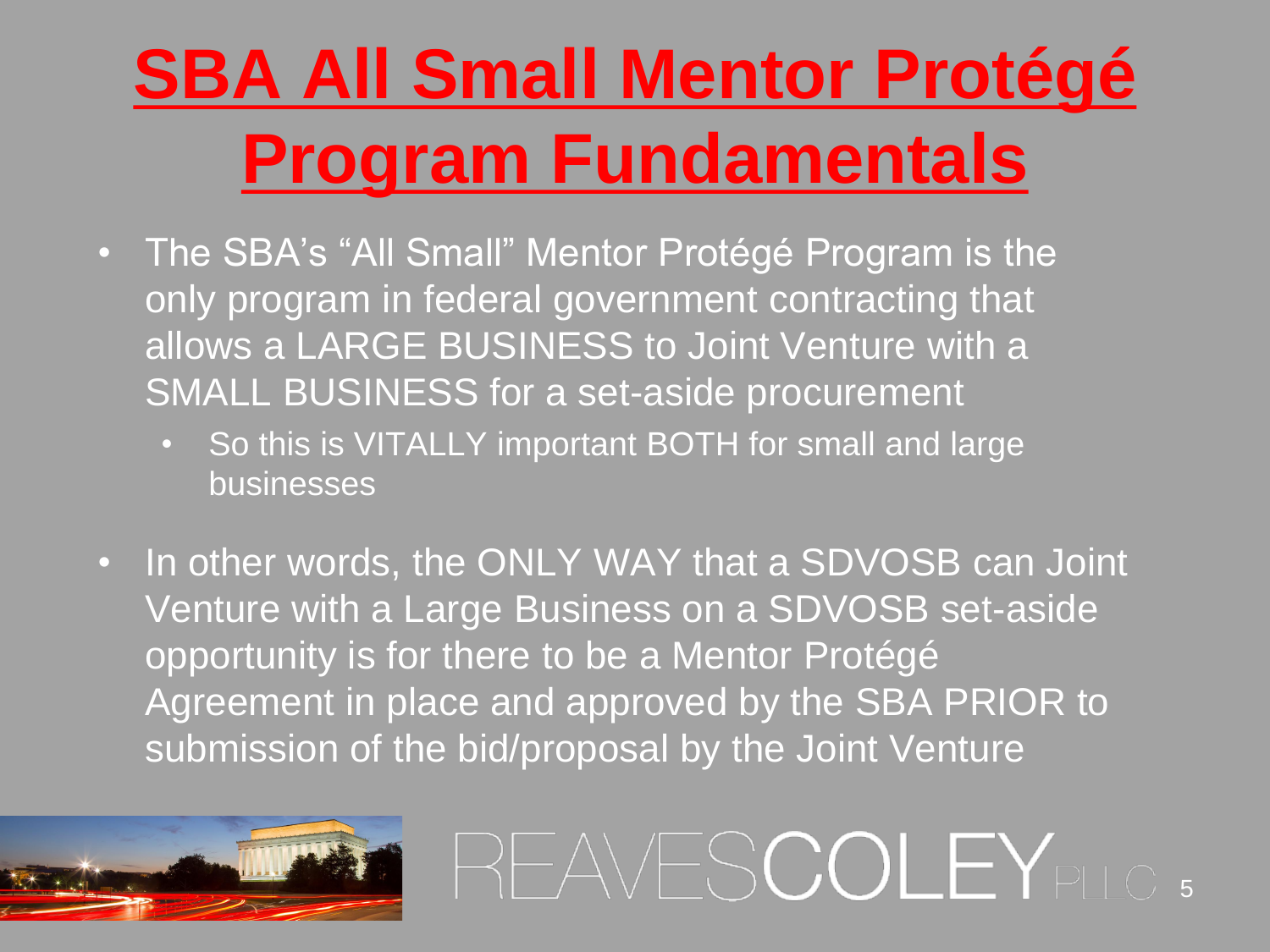# SBA All Small Mentor Protégé Program Fundamentals

- The SBA's "All Small" Mentor Protégé Program is the only program in federal government contracting that allows a LARGE BUSINESS to Joint Venture with a SMALL BUSINESS for a set-aside procurement
  - So this is VITALLY important BOTH for small and large businesses
- In other words, the ONLY WAY that a SDVOSB can Joint Venture with a Large Business on a SDVOSB set-aside opportunity is for there to be a Mentor Protégé Agreement in place and approved by the SBA PRIOR to submission of the bid/proposal by the Joint Venture

REAVESCOLEY PLLC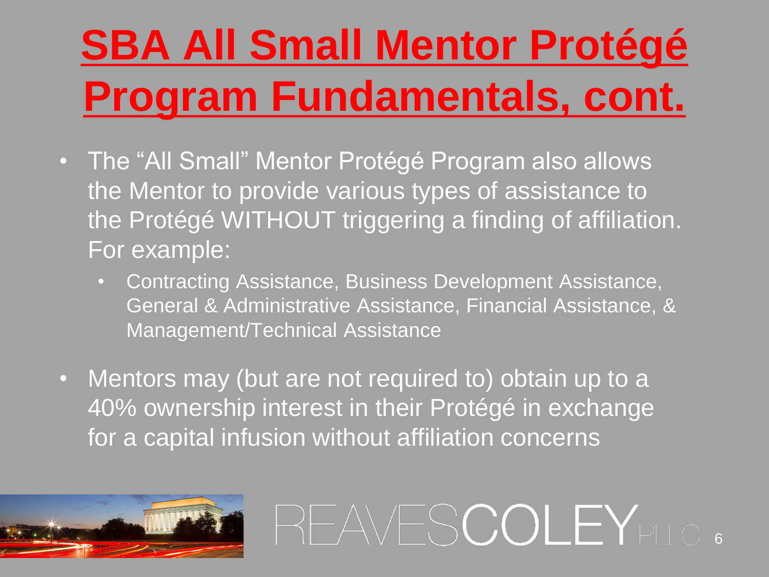# SBA All Small Mentor Protégé Program Fundamentals, cont.

- The "All Small" Mentor Protégé Program also allows the Mentor to provide various types of assistance to the Protégé WITHOUT triggering a finding of affiliation. For example:
  - Contracting Assistance, Business Development Assistance, General & Administrative Assistance, Financial Assistance, & Management/Technical Assistance
- Mentors may (but are not required to) obtain up to a 40% ownership interest in their Protégé in exchange for a capital infusion without affiliation concerns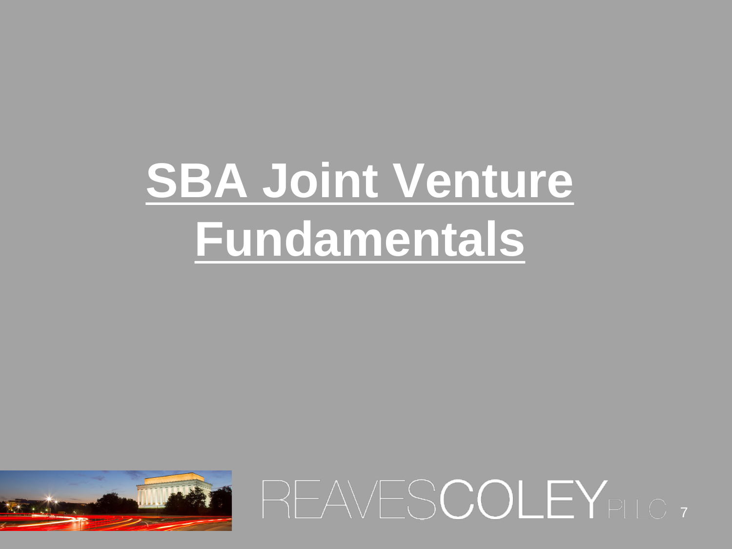# SBA Joint Venture Fundamentals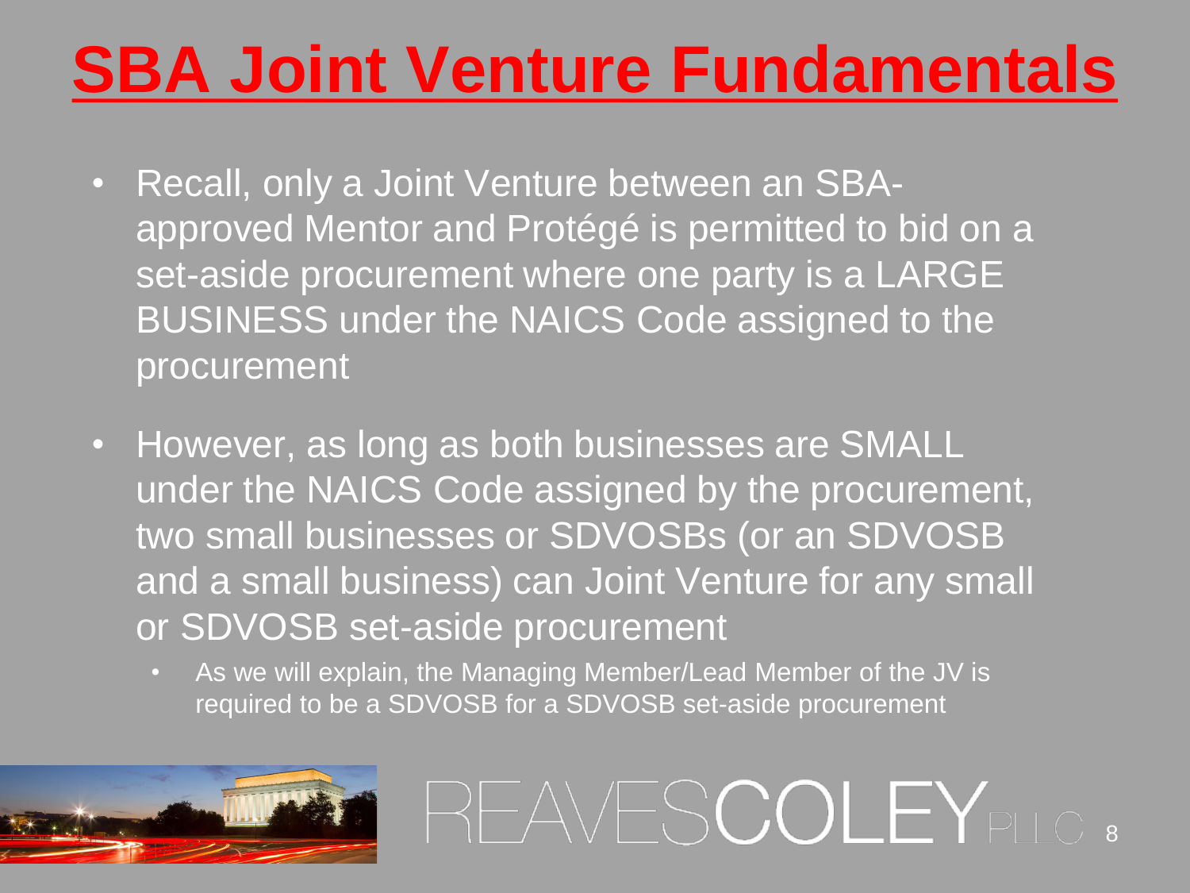# SBA Joint Venture Fundamentals

- Recall, only a Joint Venture between an SBA-approved Mentor and Protégé is permitted to bid on a set-aside procurement where one party is a LARGE BUSINESS under the NAICS Code assigned to the procurement
- However, as long as both businesses are SMALL under the NAICS Code assigned by the procurement, two small businesses or SDVOSBs (or an SDVOSB and a small business) can Joint Venture for any small or SDVOSB set-aside procurement
  - As we will explain, the Managing Member/Lead Member of the JV is required to be a SDVOSB for a SDVOSB set-aside procurement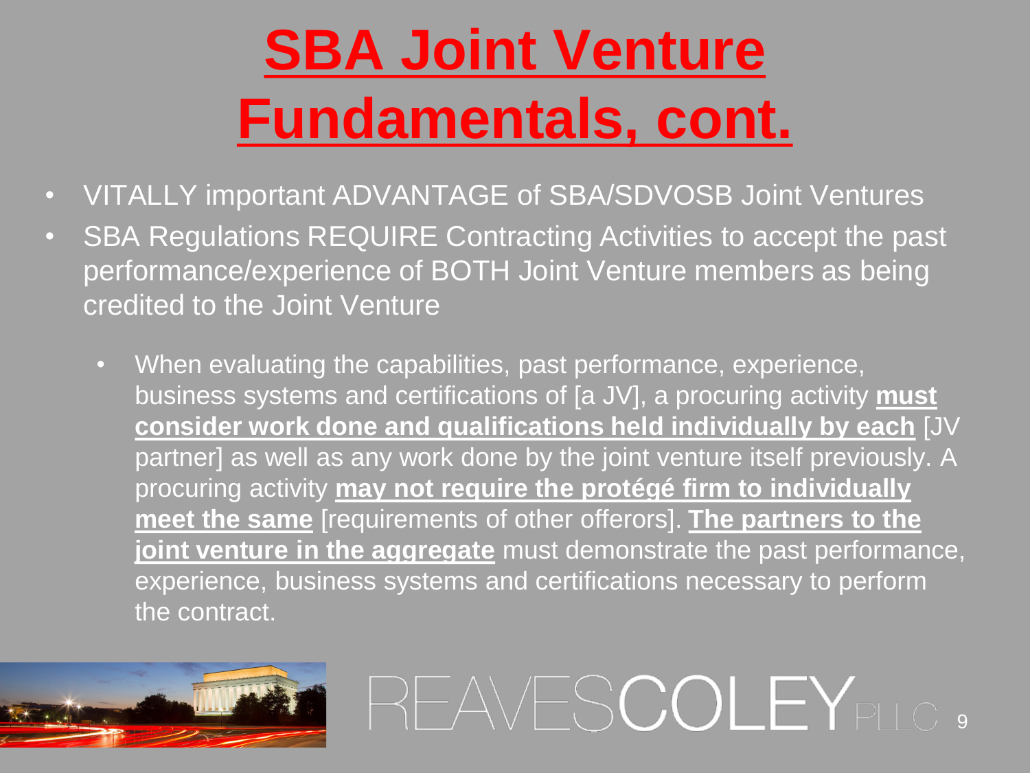# SBA Joint Venture Fundamentals, cont.

- VITALLY important ADVANTAGE of SBA/SDVOSB Joint Ventures
- SBA Regulations REQUIRE Contracting Activities to accept the past performance/experience of BOTH Joint Venture members as being credited to the Joint Venture
  - When evaluating the capabilities, past performance, experience, business systems and certifications of [a JV], a procuring activity **must consider work done and qualifications held individually by each** [JV partner] as well as any work done by the joint venture itself previously. A procuring activity **may not require the protégé firm to individually meet the same** [requirements of other offerors]. **The partners to the joint venture in the aggregate** must demonstrate the past performance, experience, business systems and certifications necessary to perform the contract.

REAVESCOLEY PLLC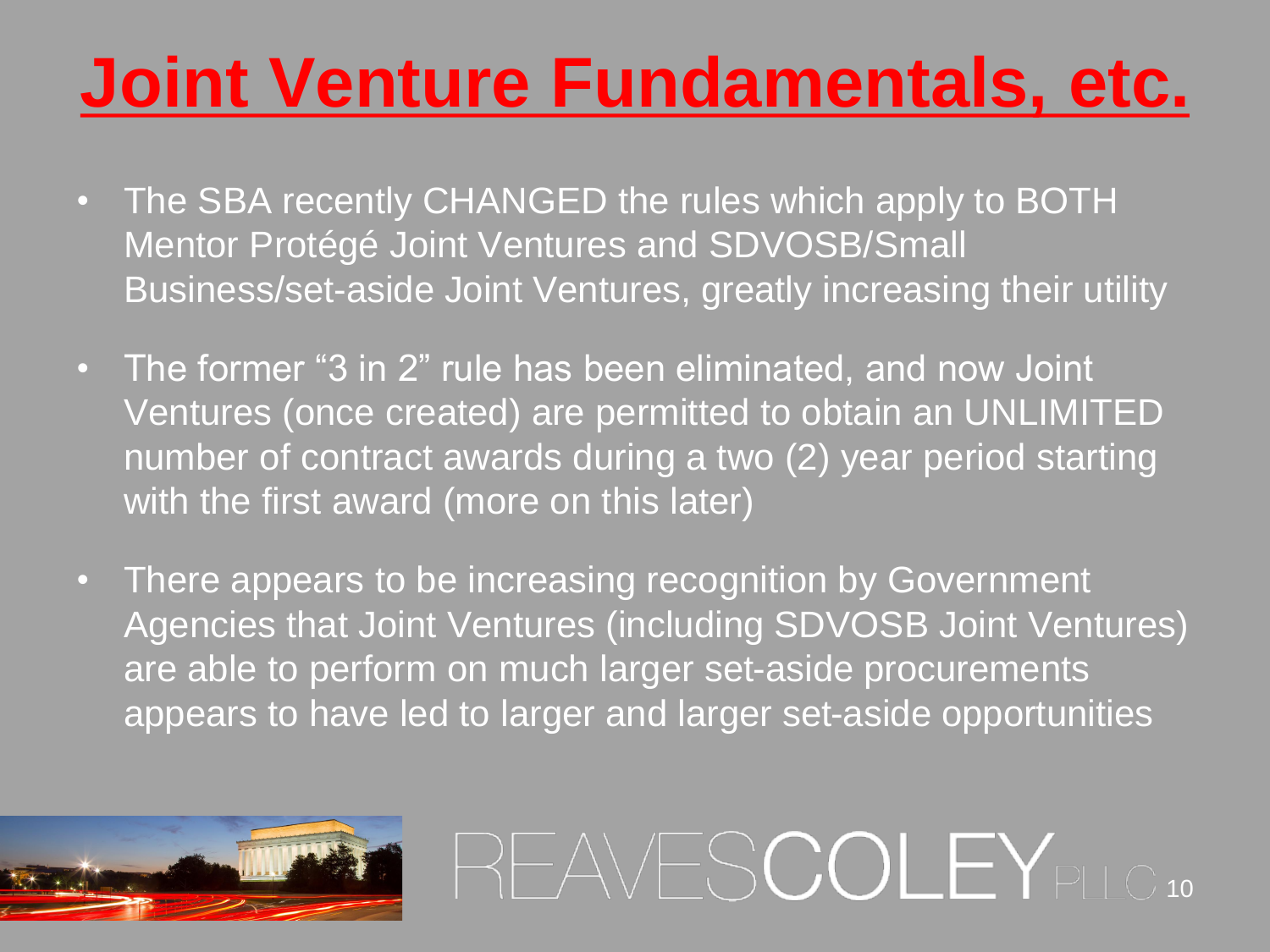# Joint Venture Fundamentals, etc.

- The SBA recently CHANGED the rules which apply to BOTH Mentor Protégé Joint Ventures and SDVOSB/Small Business/set-aside Joint Ventures, greatly increasing their utility
- The former "3 in 2" rule has been eliminated, and now Joint Ventures (once created) are permitted to obtain an UNLIMITED number of contract awards during a two (2) year period starting with the first award (more on this later)
- There appears to be increasing recognition by Government Agencies that Joint Ventures (including SDVOSB Joint Ventures) are able to perform on much larger set-aside procurements appears to have led to larger and larger set-aside opportunities

REAVESCOLEY PLLC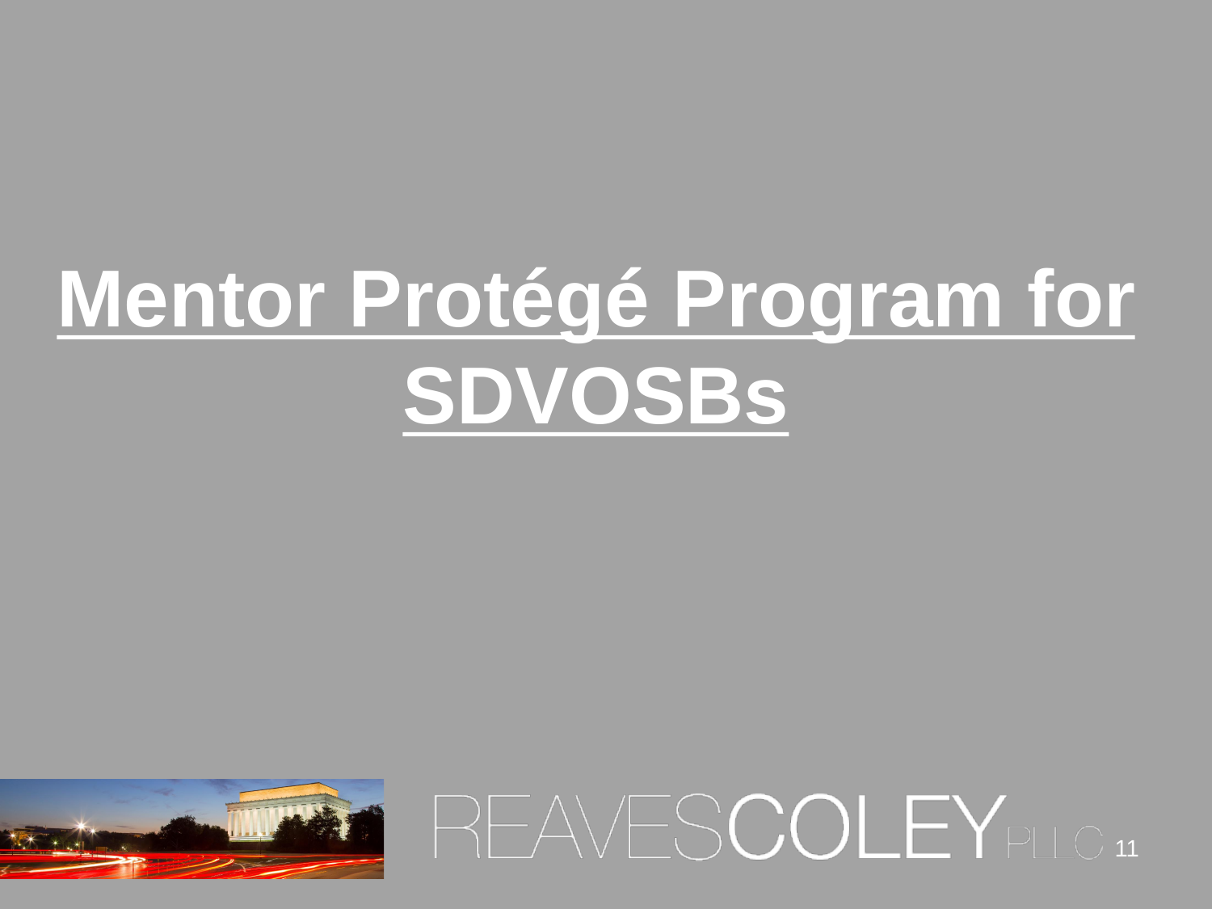# Mentor Protégé Program for SDVOSBs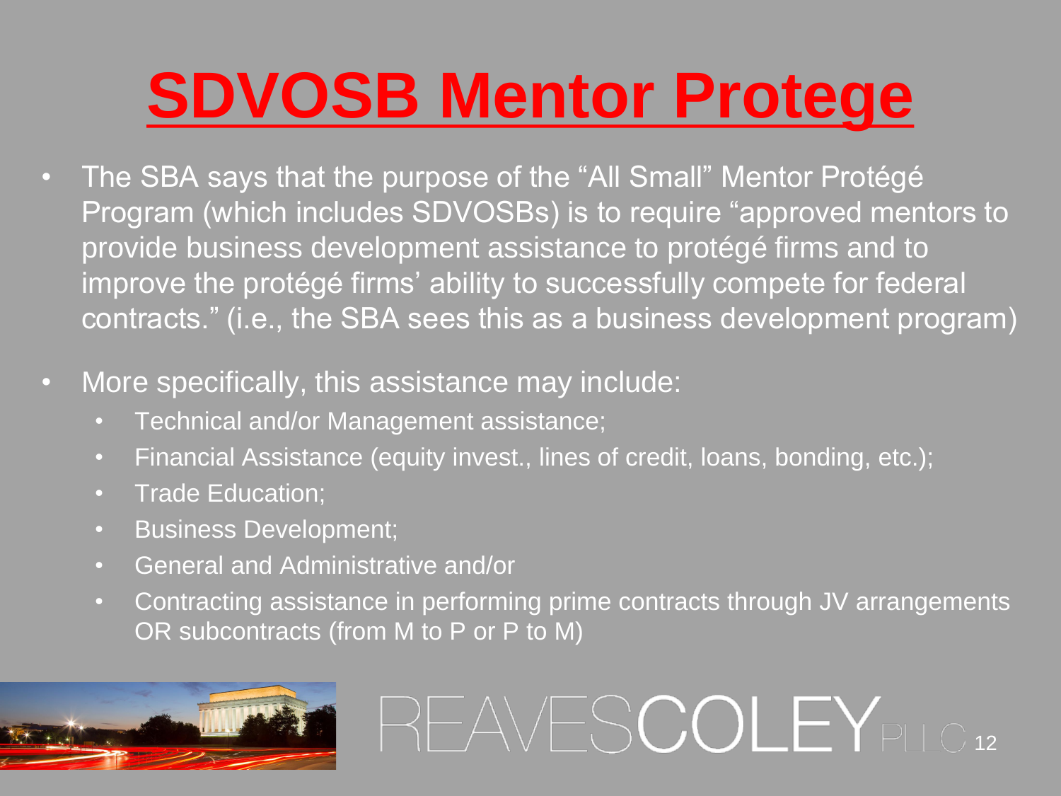# SDVOSB Mentor Protege

- The SBA says that the purpose of the "All Small" Mentor Protégé Program (which includes SDVOSBs) is to require "approved mentors to provide business development assistance to protégé firms and to improve the protégé firms' ability to successfully compete for federal contracts." (i.e., the SBA sees this as a business development program)
- More specifically, this assistance may include:
  - Technical and/or Management assistance;
  - Financial Assistance (equity invest., lines of credit, loans, bonding, etc.);
  - Trade Education;
  - Business Development;
  - General and Administrative and/or
  - Contracting assistance in performing prime contracts through JV arrangements OR subcontracts (from M to P or P to M)

REAVESCOLEY PLLC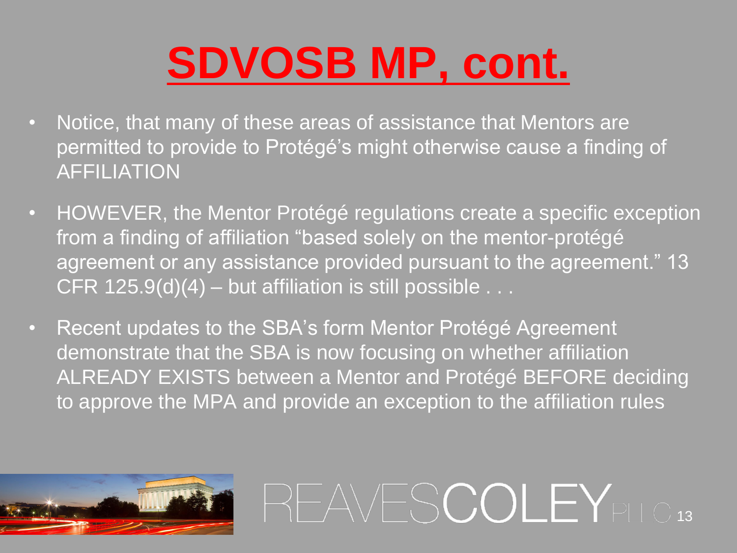# SDVOSB MP, cont.

- Notice, that many of these areas of assistance that Mentors are permitted to provide to Protégé's might otherwise cause a finding of AFFILIATION
- HOWEVER, the Mentor Protégé regulations create a specific exception from a finding of affiliation "based solely on the mentor-protégé agreement or any assistance provided pursuant to the agreement." 13 CFR 125.9(d)(4) – but affiliation is still possible . . .
- Recent updates to the SBA's form Mentor Protégé Agreement demonstrate that the SBA is now focusing on whether affiliation ALREADY EXISTS between a Mentor and Protégé BEFORE deciding to approve the MPA and provide an exception to the affiliation rules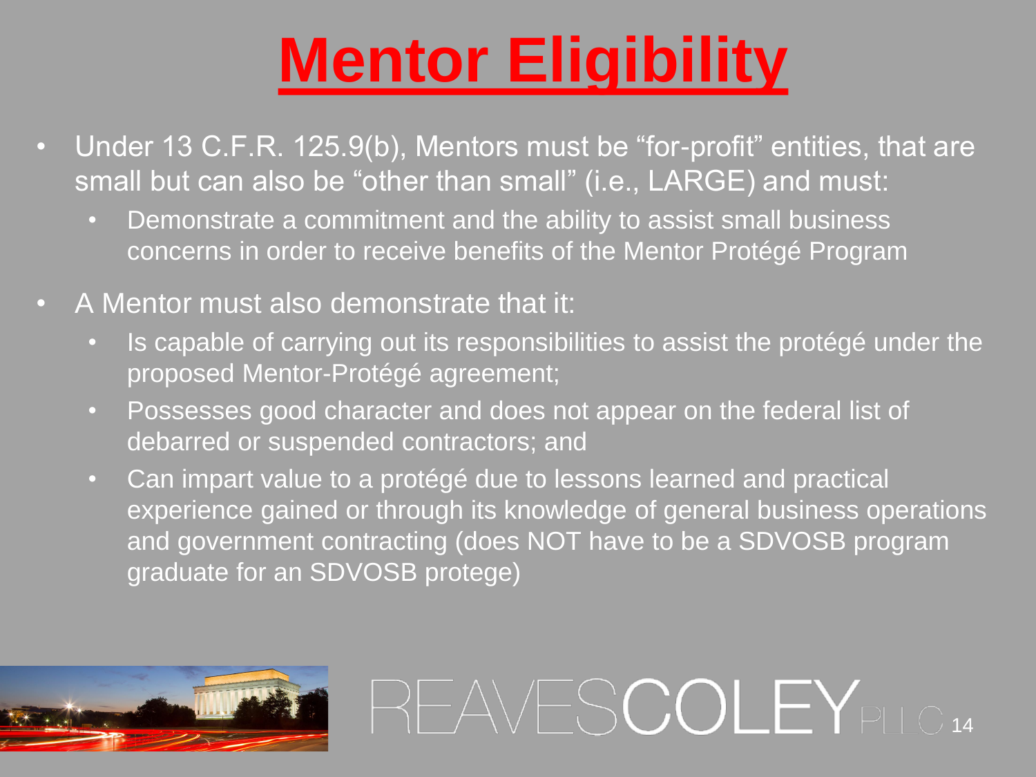# Mentor Eligibility

- Under 13 C.F.R. 125.9(b), Mentors must be "for-profit" entities, that are small but can also be "other than small" (i.e., LARGE) and must:
  - Demonstrate a commitment and the ability to assist small business concerns in order to receive benefits of the Mentor Protégé Program
- A Mentor must also demonstrate that it:
  - Is capable of carrying out its responsibilities to assist the protégé under the proposed Mentor-Protégé agreement;
  - Possesses good character and does not appear on the federal list of debarred or suspended contractors; and
  - Can impart value to a protégé due to lessons learned and practical experience gained or through its knowledge of general business operations and government contracting (does NOT have to be a SDVOSB program graduate for an SDVOSB protege)

REAVESCOLEY PLLC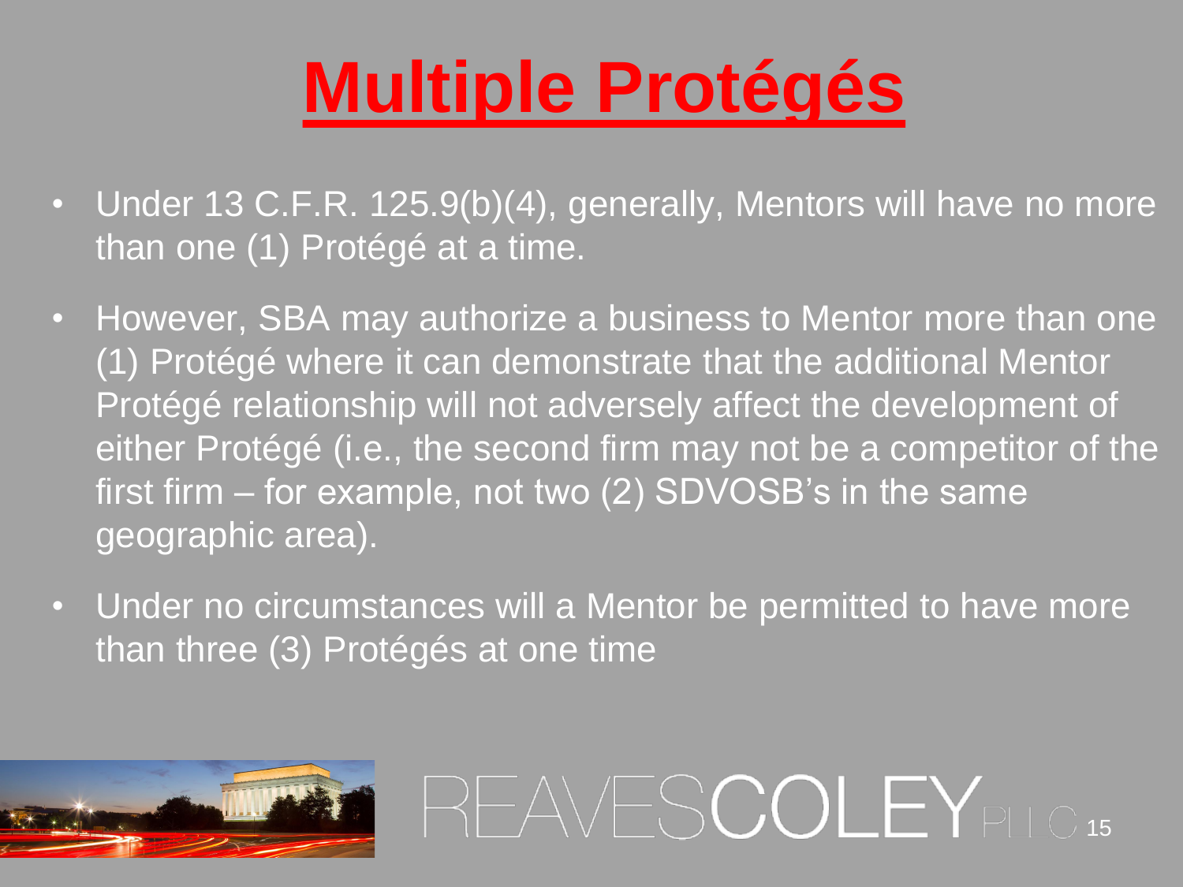# Multiple Protégés

- Under 13 C.F.R. 125.9(b)(4), generally, Mentors will have no more than one (1) Protégé at a time.
- However, SBA may authorize a business to Mentor more than one (1) Protégé where it can demonstrate that the additional Mentor Protégé relationship will not adversely affect the development of either Protégé (i.e., the second firm may not be a competitor of the first firm – for example, not two (2) SDVOSB's in the same geographic area).
- Under no circumstances will a Mentor be permitted to have more than three (3) Protégés at one time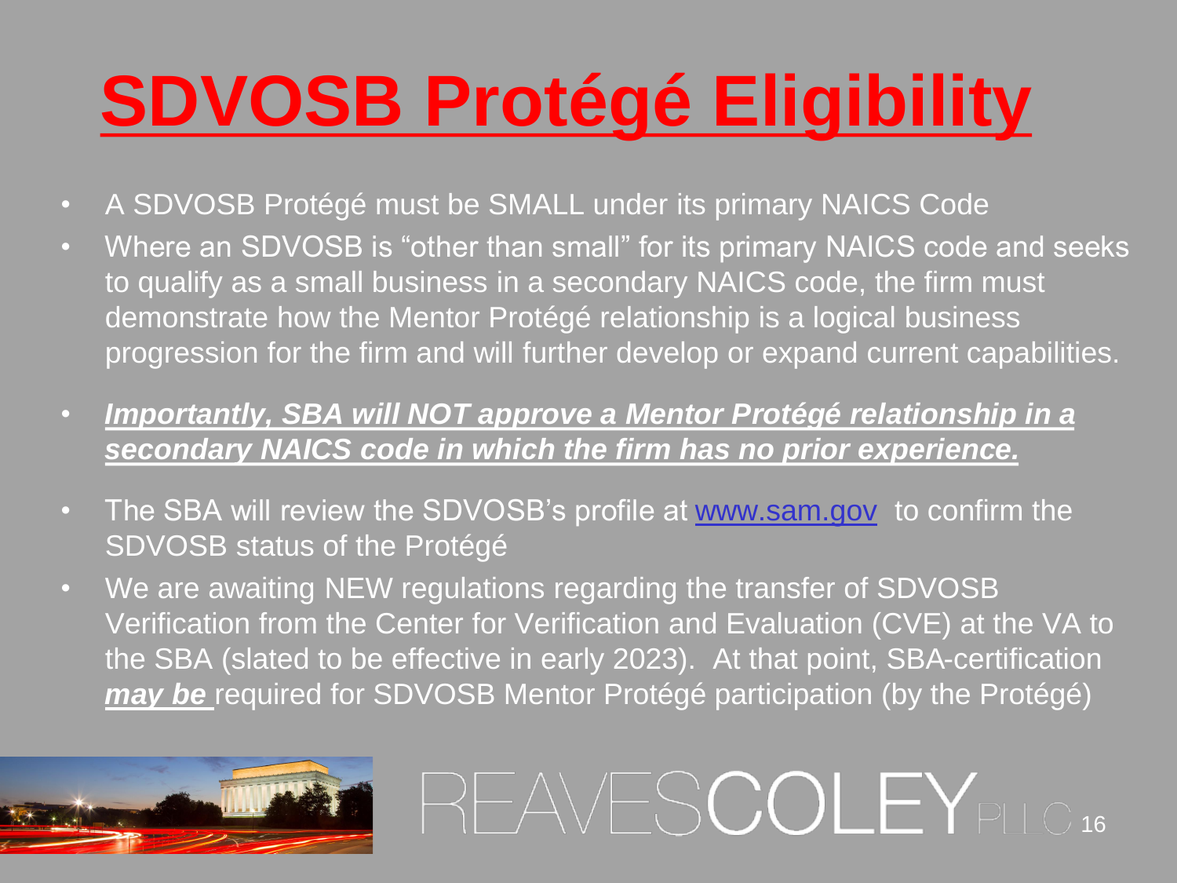# SDVOSB Protégé Eligibility

- A SDVOSB Protégé must be SMALL under its primary NAICS Code
- Where an SDVOSB is "other than small" for its primary NAICS code and seeks to qualify as a small business in a secondary NAICS code, the firm must demonstrate how the Mentor Protégé relationship is a logical business progression for the firm and will further develop or expand current capabilities.
- ***Importantly, SBA will NOT approve a Mentor Protégé relationship in a secondary NAICS code in which the firm has no prior experience.***
- The SBA will review the SDVOSB's profile at www.sam.gov to confirm the SDVOSB status of the Protégé
- We are awaiting NEW regulations regarding the transfer of SDVOSB Verification from the Center for Verification and Evaluation (CVE) at the VA to the SBA (slated to be effective in early 2023). At that point, SBA-certification ***may be*** required for SDVOSB Mentor Protégé participation (by the Protégé)

REAVESCOLEY PLLC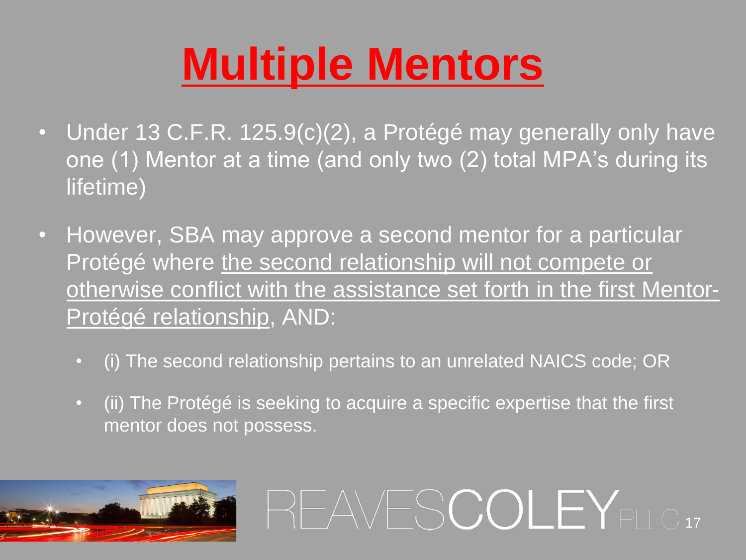# Multiple Mentors

- Under 13 C.F.R. 125.9(c)(2), a Protégé may generally only have one (1) Mentor at a time (and only two (2) total MPA's during its lifetime)
- However, SBA may approve a second mentor for a particular Protégé where <u>the second relationship will not compete or otherwise conflict with the assistance set forth in the first Mentor-Protégé relationship</u>, AND:
  - (i) The second relationship pertains to an unrelated NAICS code; OR
  - (ii) The Protégé is seeking to acquire a specific expertise that the first mentor does not possess.

REAVESCOLEY PLLC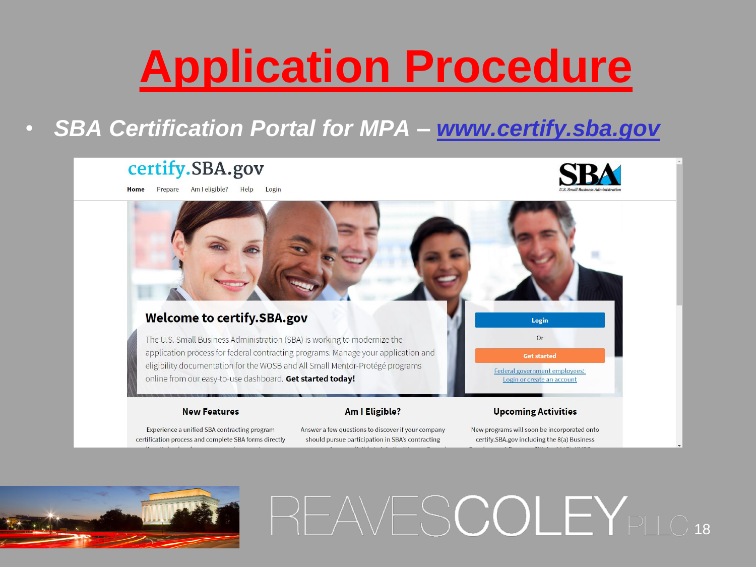# Application Procedure

- ***SBA Certification Portal for MPA – www.certify.sba.gov***

certify.SBA.gov

Home | Prepare | Am I eligible? | Help | Login

**Welcome to certify.SBA.gov**

The U.S. Small Business Administration (SBA) is working to modernize the application process for federal contracting programs. Manage your application and eligibility documentation for the WOSB and All Small Mentor-Protégé programs online from our easy-to-use dashboard. **Get started today!**

Login

Or

Get started

Federal government employees: Login or create an account

**New Features**

Experience a unified SBA contracting program certification process and complete SBA forms directly

**Am I Eligible?**

Answer a few questions to discover if your company should pursue participation in SBA's contracting

**Upcoming Activities**

New programs will soon be incorporated onto certify.SBA.gov including the 8(a) Business

REAVESCOLEY PLLC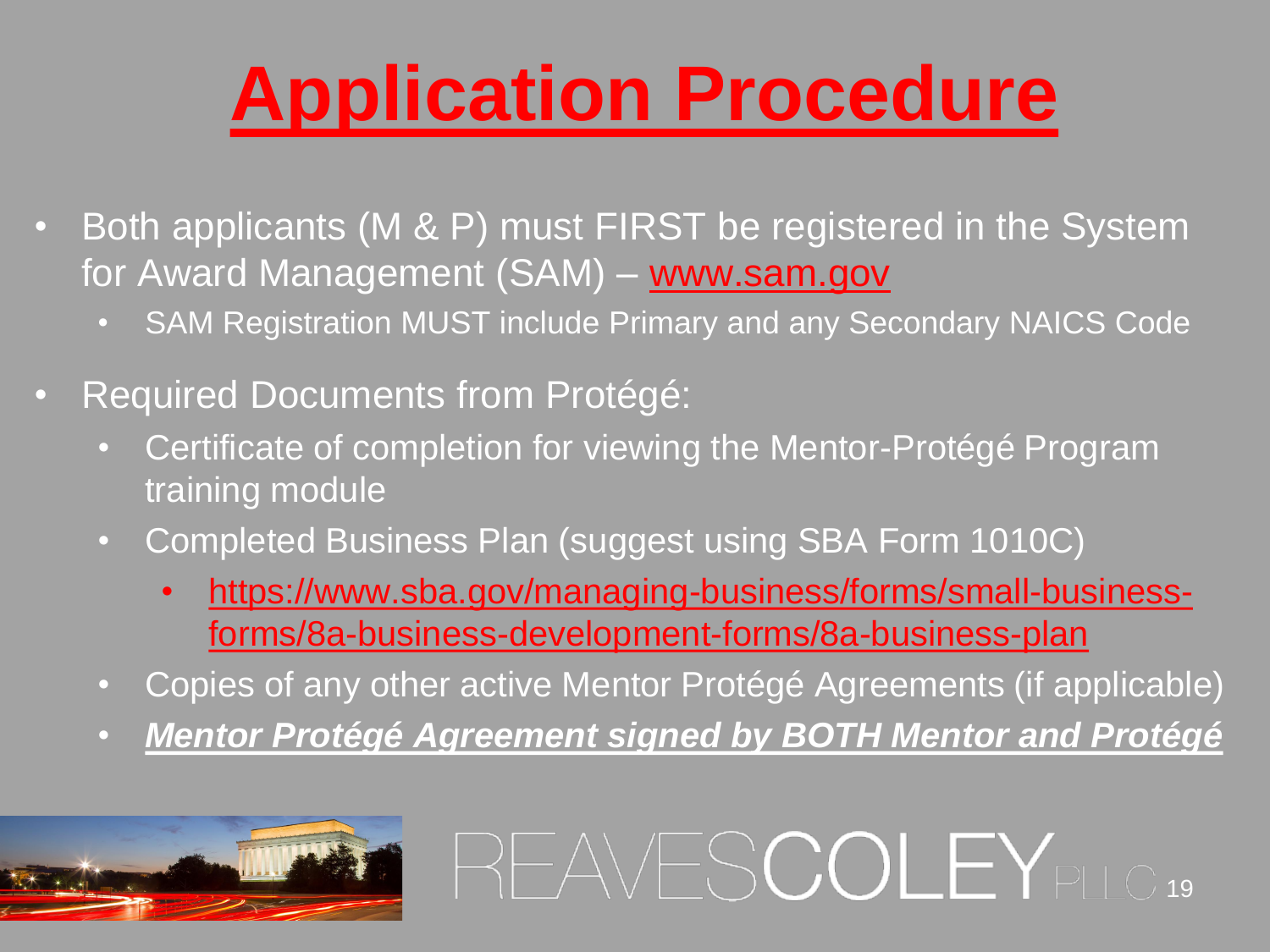# Application Procedure

- Both applicants (M & P) must FIRST be registered in the System for Award Management (SAM) – www.sam.gov
  - SAM Registration MUST include Primary and any Secondary NAICS Code
- Required Documents from Protégé:
  - Certificate of completion for viewing the Mentor-Protégé Program training module
  - Completed Business Plan (suggest using SBA Form 1010C)
    - https://www.sba.gov/managing-business/forms/small-business-forms/8a-business-development-forms/8a-business-plan
  - Copies of any other active Mentor Protégé Agreements (if applicable)
  - ***Mentor Protégé Agreement signed by BOTH Mentor and Protégé***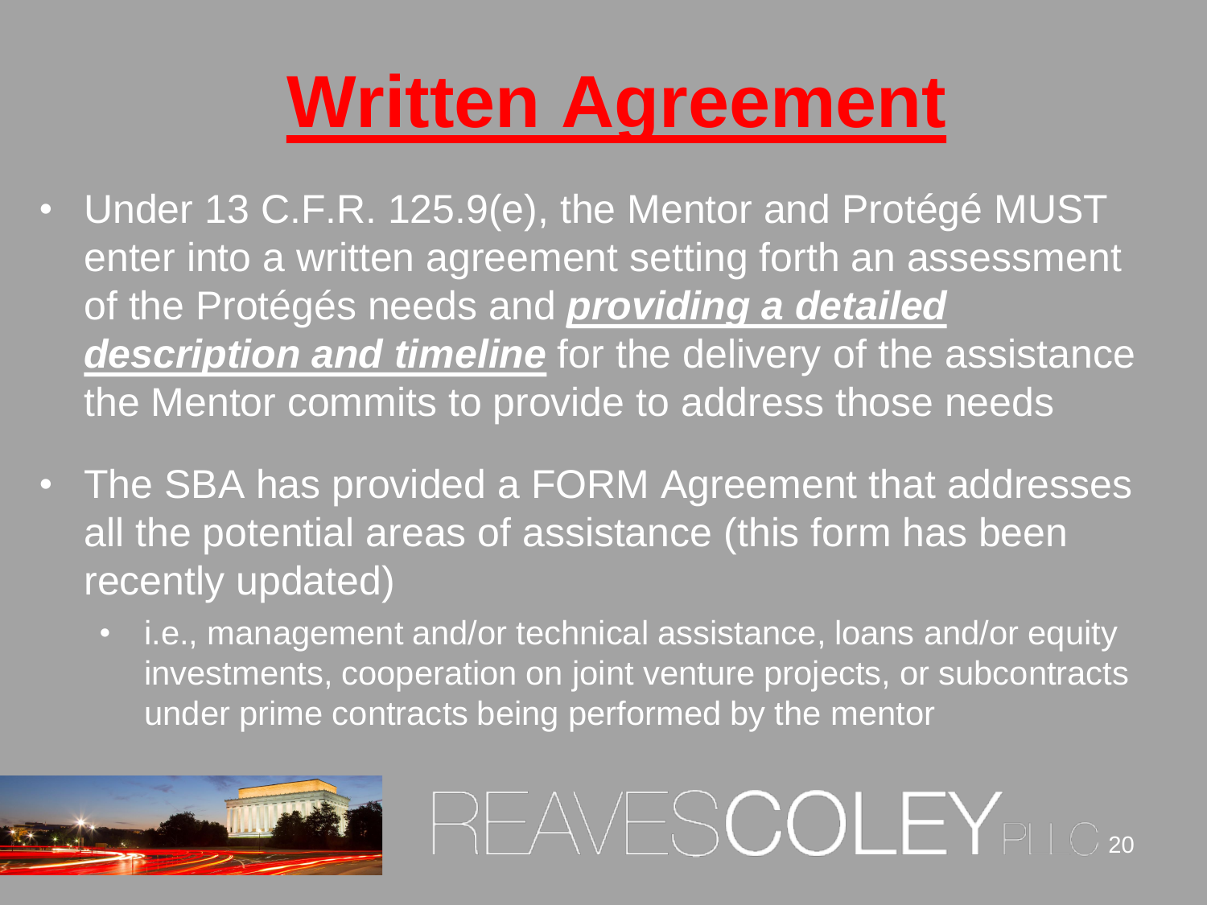# Written Agreement

- Under 13 C.F.R. 125.9(e), the Mentor and Protégé MUST enter into a written agreement setting forth an assessment of the Protégés needs and ***providing a detailed description and timeline*** for the delivery of the assistance the Mentor commits to provide to address those needs
- The SBA has provided a FORM Agreement that addresses all the potential areas of assistance (this form has been recently updated)
  - i.e., management and/or technical assistance, loans and/or equity investments, cooperation on joint venture projects, or subcontracts under prime contracts being performed by the mentor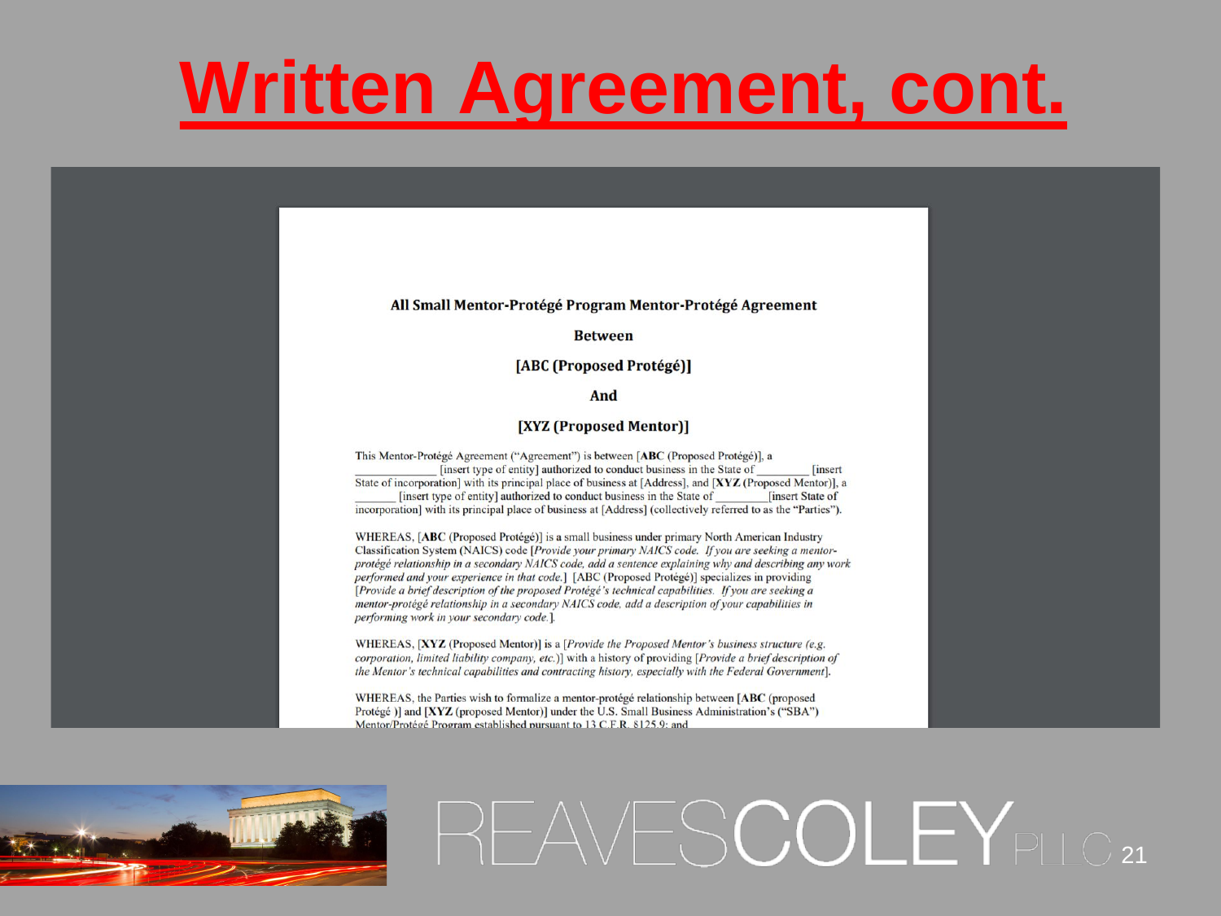# Written Agreement, cont.

**All Small Mentor-Protégé Program Mentor-Protégé Agreement**

**Between**

**[ABC (Proposed Protégé)]**

**And**

**[XYZ (Proposed Mentor)]**

This Mentor-Protégé Agreement ("Agreement") is between [**ABC** (Proposed Protégé)], a _____________ [insert type of entity] authorized to conduct business in the State of _________ [insert State of incorporation] with its principal place of business at [Address], and [**XYZ** (Proposed Mentor)], a _______ [insert type of entity] authorized to conduct business in the State of _________[insert State of incorporation] with its principal place of business at [Address] (collectively referred to as the "Parties").

WHEREAS, [**ABC** (Proposed Protégé)] is a small business under primary North American Industry Classification System (NAICS) code [*Provide your primary NAICS code. If you are seeking a mentor-protégé relationship in a secondary NAICS code, add a sentence explaining why and describing any work performed and your experience in that code.*] [ABC (Proposed Protégé)] specializes in providing [*Provide a brief description of the proposed Protégé's technical capabilities. If you are seeking a mentor-protégé relationship in a secondary NAICS code, add a description of your capabilities in performing work in your secondary code.*].

WHEREAS, [**XYZ** (Proposed Mentor)] is a [*Provide the Proposed Mentor's business structure (e.g. corporation, limited liability company, etc.)*] with a history of providing [*Provide a brief description of the Mentor's technical capabilities and contracting history, especially with the Federal Government*].

WHEREAS, the Parties wish to formalize a mentor-protégé relationship between [**ABC** (proposed Protégé )] and [**XYZ** (proposed Mentor)] under the U.S. Small Business Administration's ("SBA") Mentor/Protégé Program established pursuant to 13 C.F.R. §125.9; and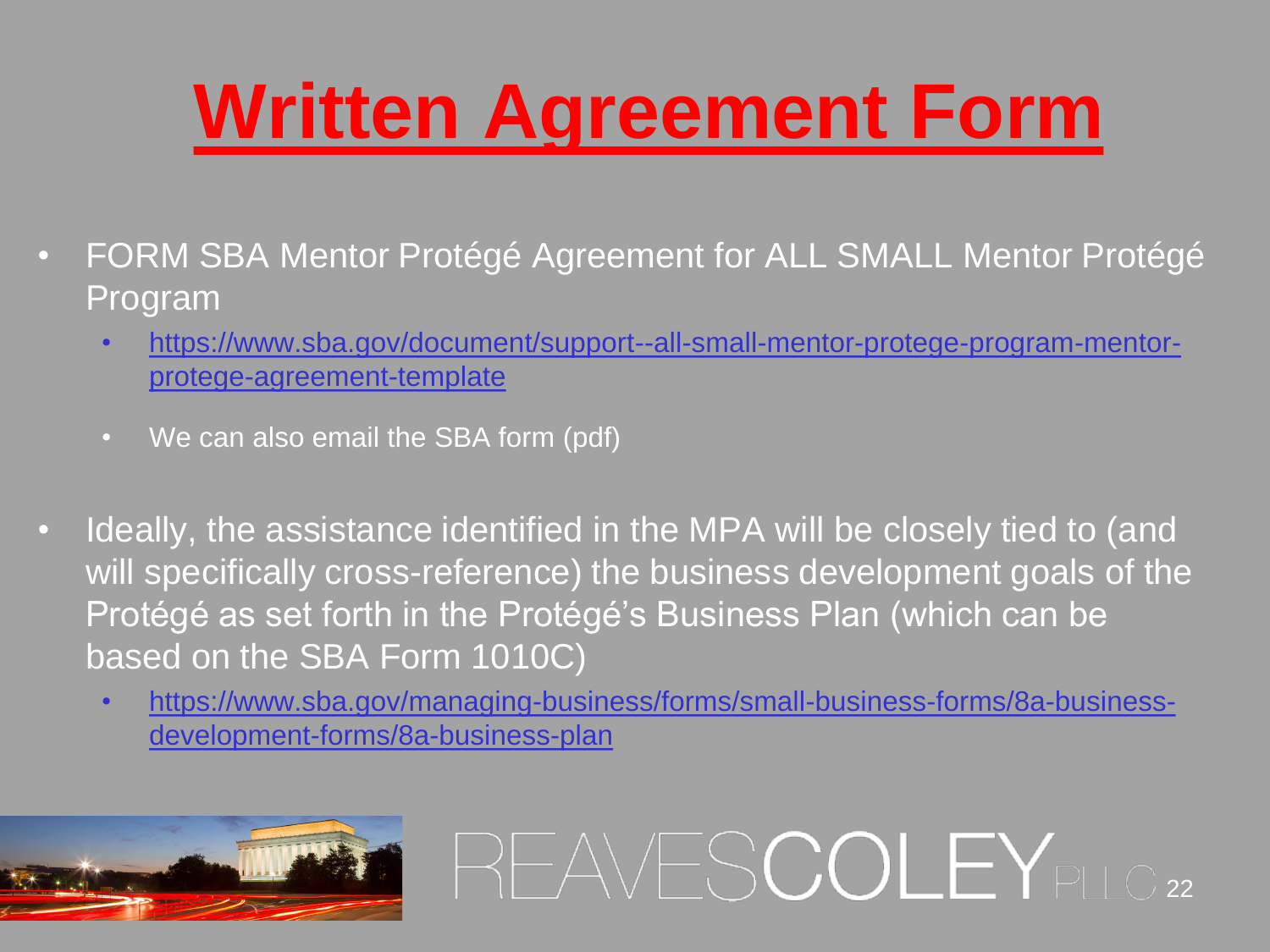# Written Agreement Form

- FORM SBA Mentor Protégé Agreement for ALL SMALL Mentor Protégé Program
  - https://www.sba.gov/document/support--all-small-mentor-protege-program-mentor-protege-agreement-template
  - We can also email the SBA form (pdf)
- Ideally, the assistance identified in the MPA will be closely tied to (and will specifically cross-reference) the business development goals of the Protégé as set forth in the Protégé's Business Plan (which can be based on the SBA Form 1010C)
  - https://www.sba.gov/managing-business/forms/small-business-forms/8a-business-development-forms/8a-business-plan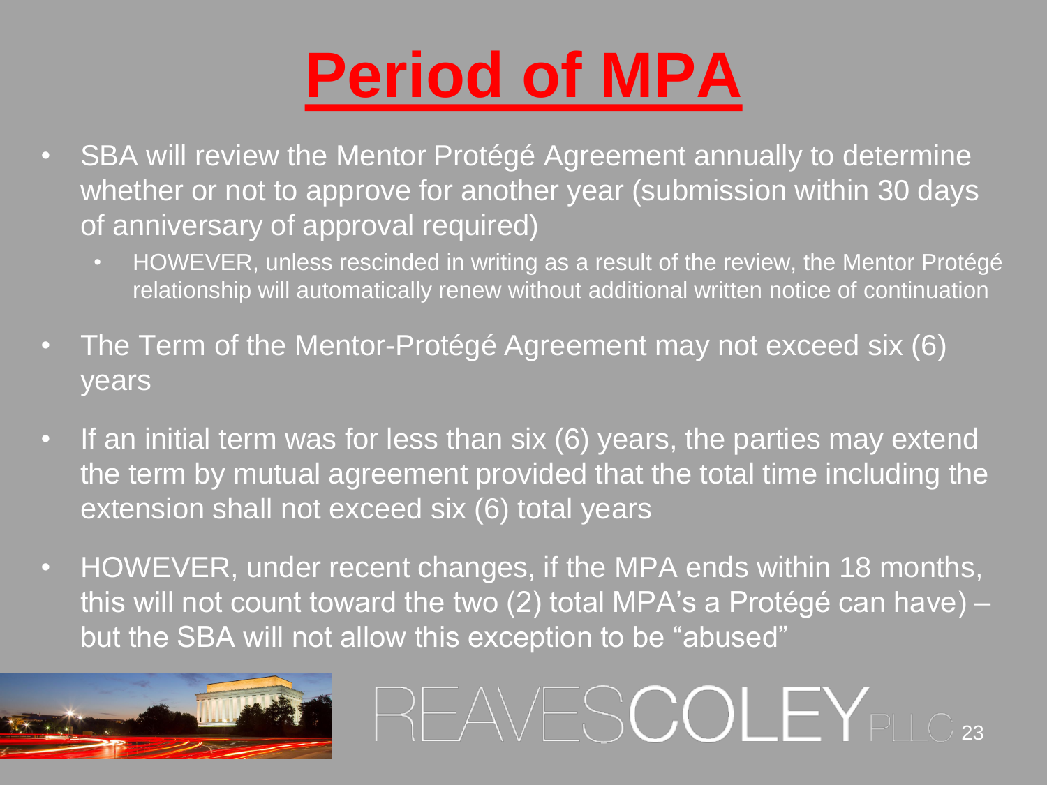# Period of MPA

- SBA will review the Mentor Protégé Agreement annually to determine whether or not to approve for another year (submission within 30 days of anniversary of approval required)
  - HOWEVER, unless rescinded in writing as a result of the review, the Mentor Protégé relationship will automatically renew without additional written notice of continuation
- The Term of the Mentor-Protégé Agreement may not exceed six (6) years
- If an initial term was for less than six (6) years, the parties may extend the term by mutual agreement provided that the total time including the extension shall not exceed six (6) total years
- HOWEVER, under recent changes, if the MPA ends within 18 months, this will not count toward the two (2) total MPA's a Protégé can have) – but the SBA will not allow this exception to be "abused"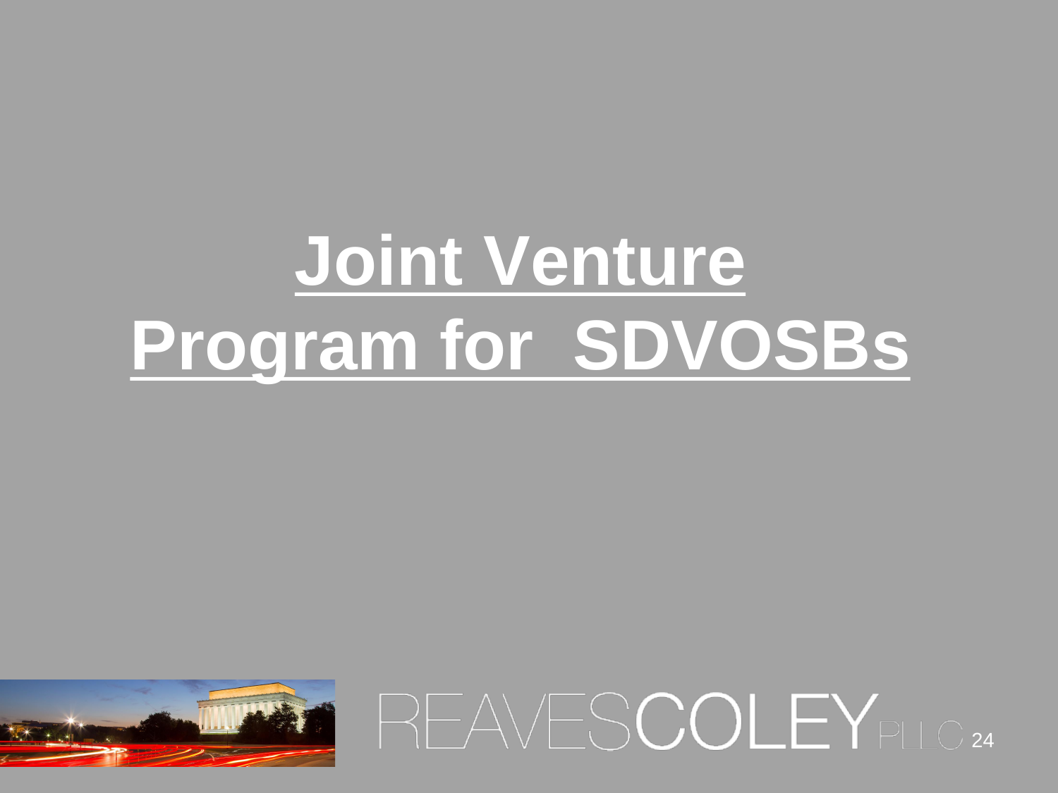# Joint Venture Program for SDVOSBs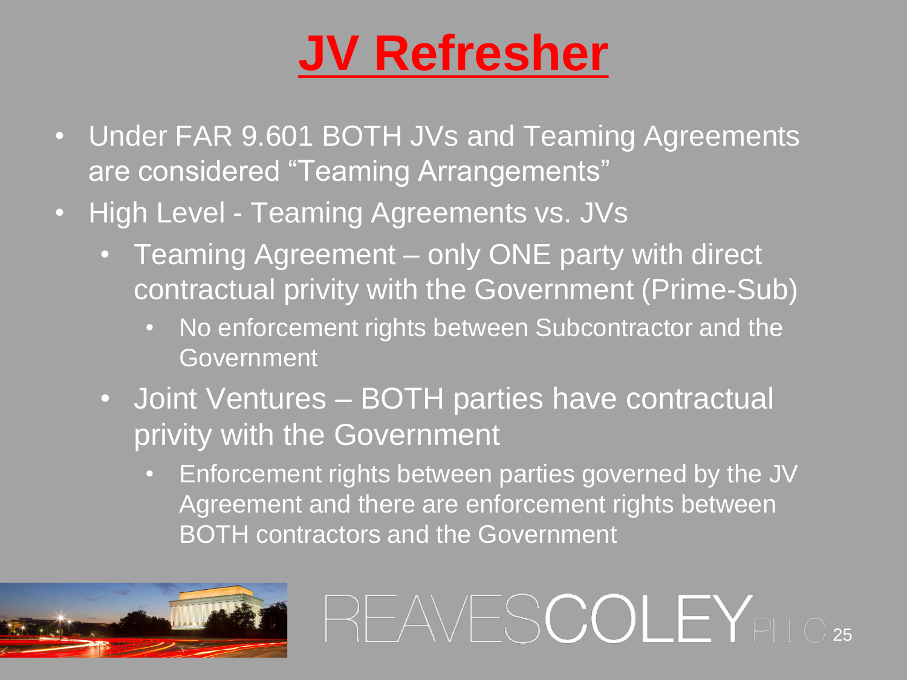# JV Refresher

- Under FAR 9.601 BOTH JVs and Teaming Agreements are considered "Teaming Arrangements"
- High Level - Teaming Agreements vs. JVs
  - Teaming Agreement – only ONE party with direct contractual privity with the Government (Prime-Sub)
    - No enforcement rights between Subcontractor and the Government
  - Joint Ventures – BOTH parties have contractual privity with the Government
    - Enforcement rights between parties governed by the JV Agreement and there are enforcement rights between BOTH contractors and the Government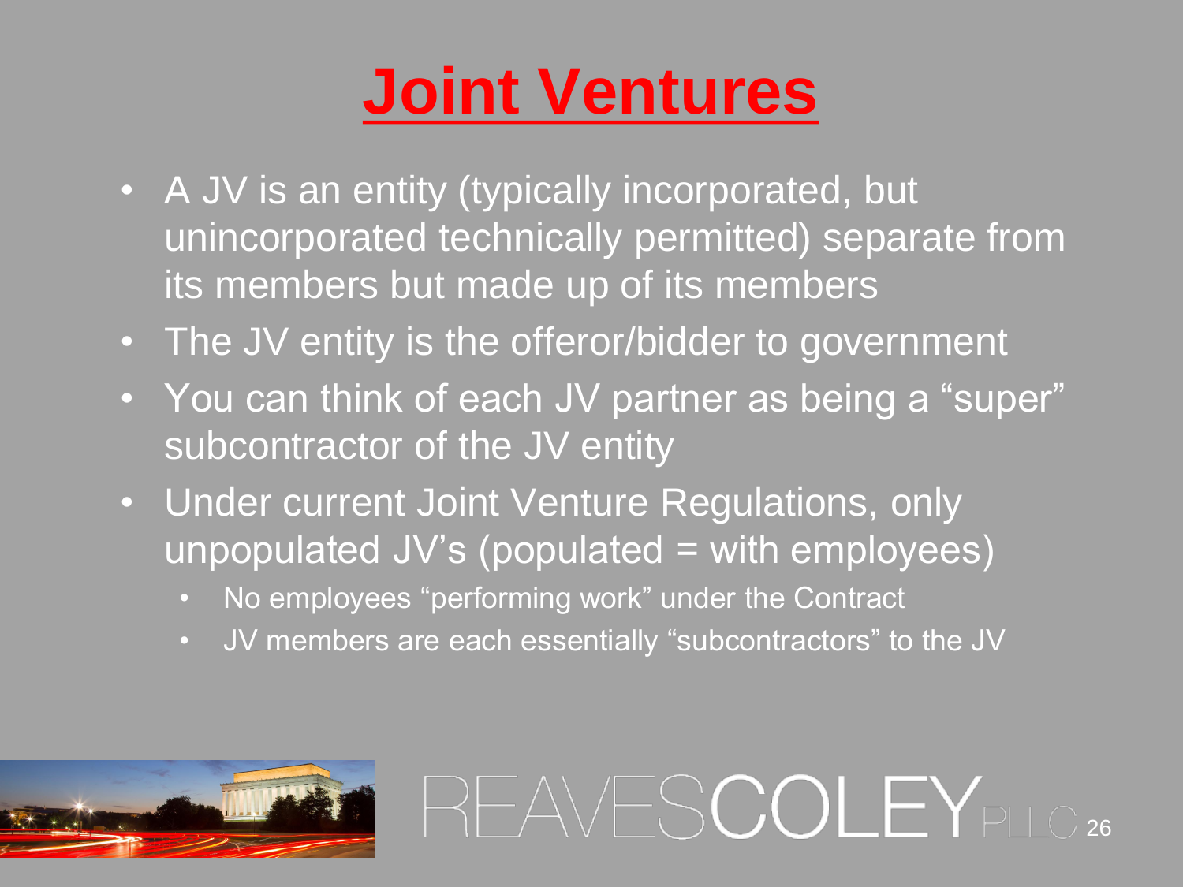# Joint Ventures

- A JV is an entity (typically incorporated, but unincorporated technically permitted) separate from its members but made up of its members
- The JV entity is the offeror/bidder to government
- You can think of each JV partner as being a "super" subcontractor of the JV entity
- Under current Joint Venture Regulations, only unpopulated JV's (populated = with employees)
  - No employees "performing work" under the Contract
  - JV members are each essentially "subcontractors" to the JV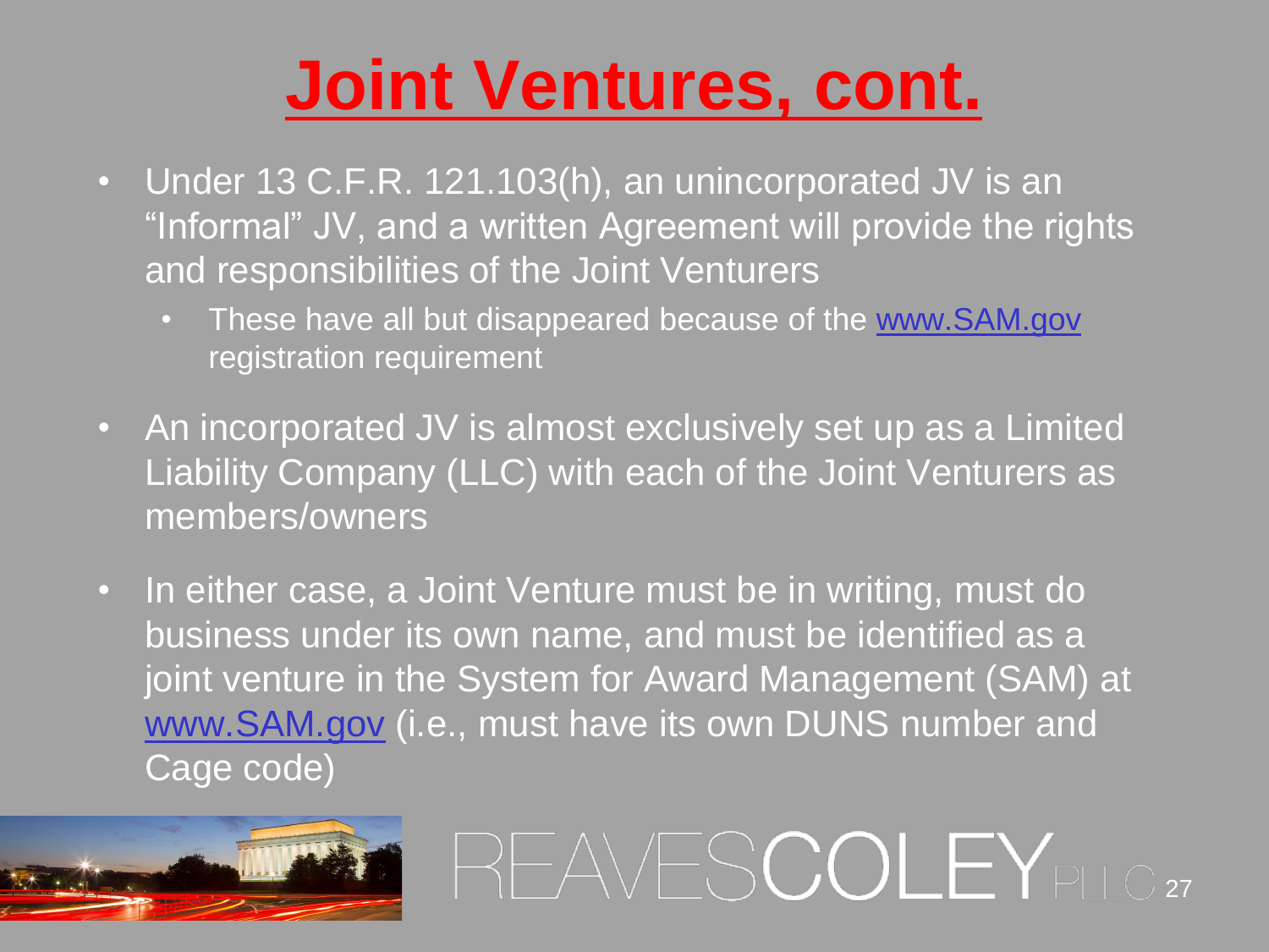# Joint Ventures, cont.

- Under 13 C.F.R. 121.103(h), an unincorporated JV is an "Informal" JV, and a written Agreement will provide the rights and responsibilities of the Joint Venturers
  - These have all but disappeared because of the www.SAM.gov registration requirement
- An incorporated JV is almost exclusively set up as a Limited Liability Company (LLC) with each of the Joint Venturers as members/owners
- In either case, a Joint Venture must be in writing, must do business under its own name, and must be identified as a joint venture in the System for Award Management (SAM) at www.SAM.gov (i.e., must have its own DUNS number and Cage code)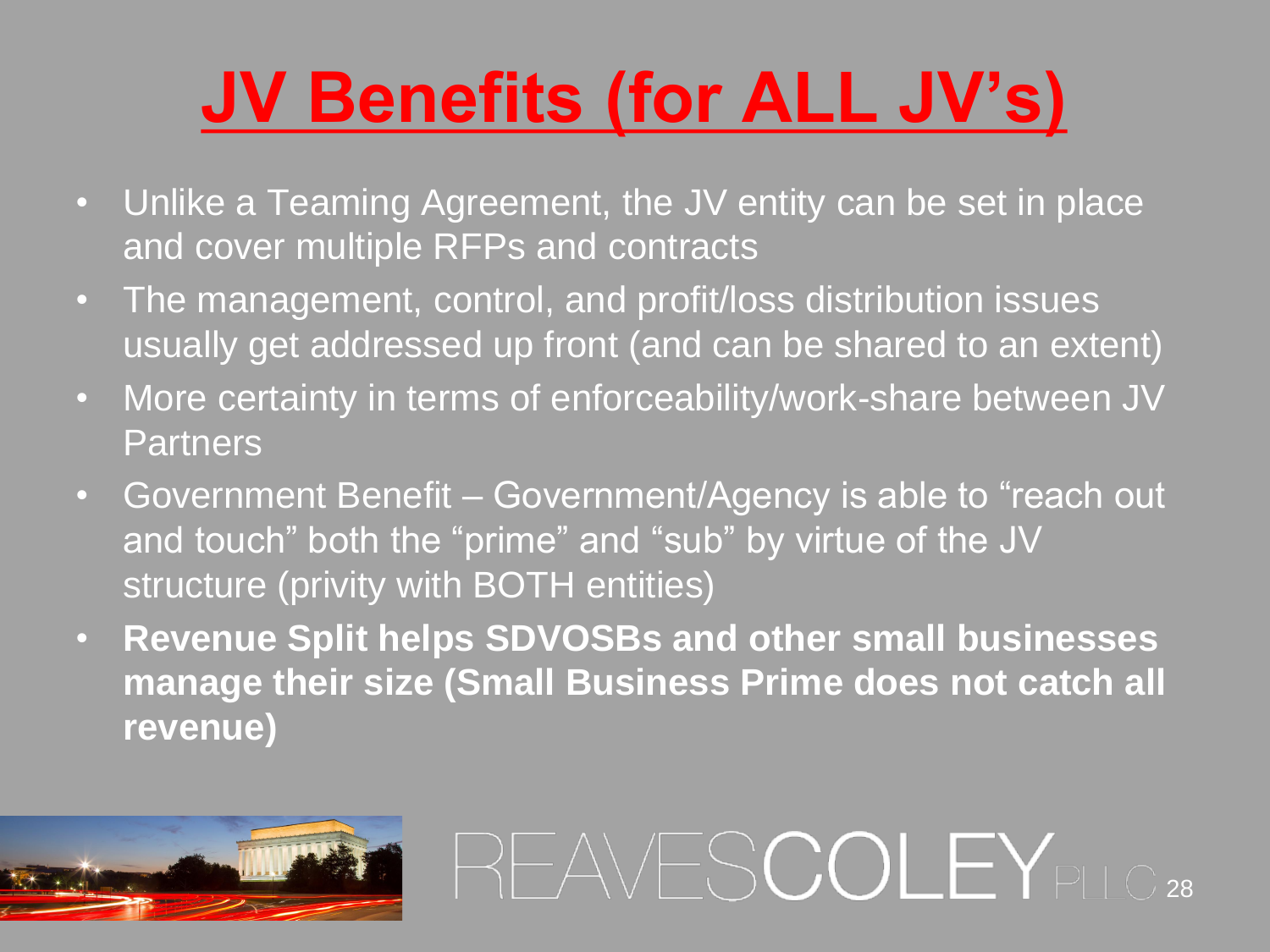# JV Benefits (for ALL JV's)

- Unlike a Teaming Agreement, the JV entity can be set in place and cover multiple RFPs and contracts
- The management, control, and profit/loss distribution issues usually get addressed up front (and can be shared to an extent)
- More certainty in terms of enforceability/work-share between JV Partners
- Government Benefit – Government/Agency is able to "reach out and touch" both the "prime" and "sub" by virtue of the JV structure (privity with BOTH entities)
- **Revenue Split helps SDVOSBs and other small businesses manage their size (Small Business Prime does not catch all revenue)**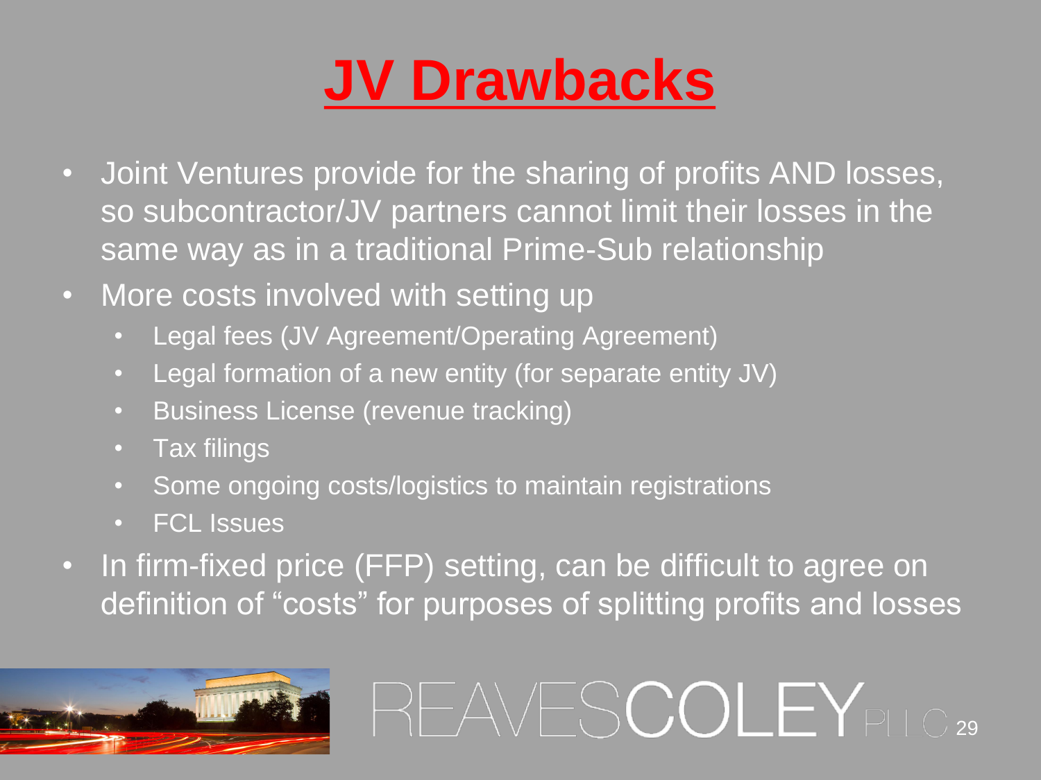# JV Drawbacks

- Joint Ventures provide for the sharing of profits AND losses, so subcontractor/JV partners cannot limit their losses in the same way as in a traditional Prime-Sub relationship
- More costs involved with setting up
  - Legal fees (JV Agreement/Operating Agreement)
  - Legal formation of a new entity (for separate entity JV)
  - Business License (revenue tracking)
  - Tax filings
  - Some ongoing costs/logistics to maintain registrations
  - FCL Issues
- In firm-fixed price (FFP) setting, can be difficult to agree on definition of "costs" for purposes of splitting profits and losses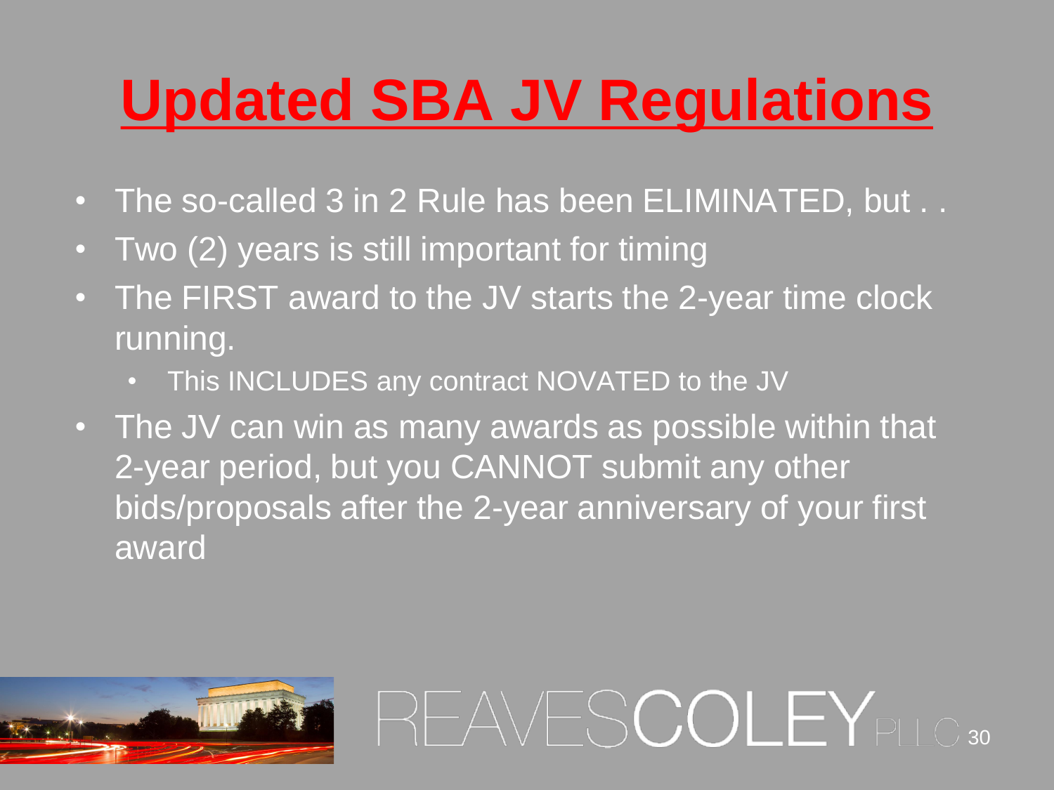# Updated SBA JV Regulations

- The so-called 3 in 2 Rule has been ELIMINATED, but . .
- Two (2) years is still important for timing
- The FIRST award to the JV starts the 2-year time clock running.
  - This INCLUDES any contract NOVATED to the JV
- The JV can win as many awards as possible within that 2-year period, but you CANNOT submit any other bids/proposals after the 2-year anniversary of your first award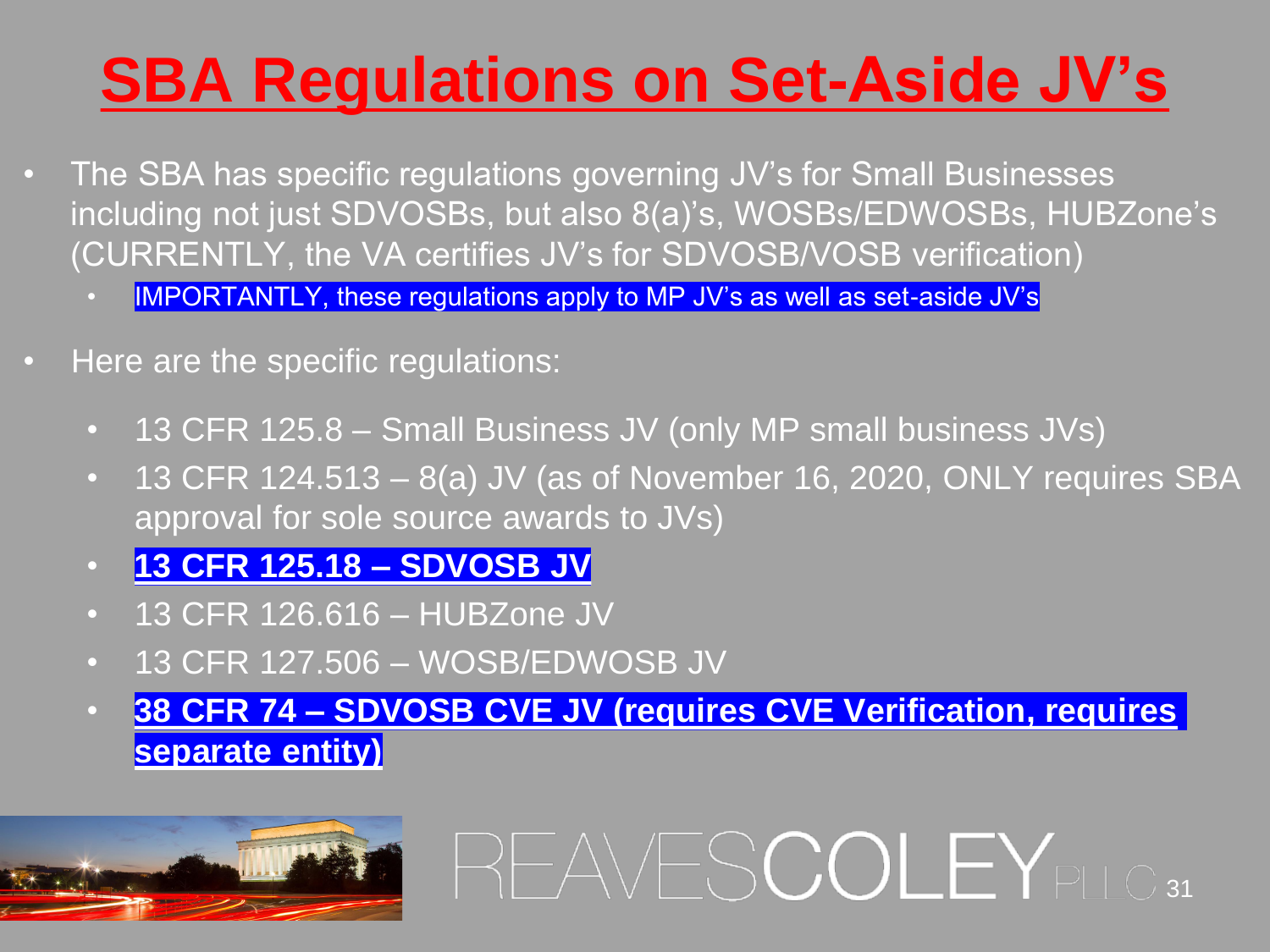# SBA Regulations on Set-Aside JV's

- The SBA has specific regulations governing JV's for Small Businesses including not just SDVOSBs, but also 8(a)'s, WOSBs/EDWOSBs, HUBZone's (CURRENTLY, the VA certifies JV's for SDVOSB/VOSB verification)
  - IMPORTANTLY, these regulations apply to MP JV's as well as set-aside JV's
- Here are the specific regulations:
  - 13 CFR 125.8 – Small Business JV (only MP small business JVs)
  - 13 CFR 124.513 – 8(a) JV (as of November 16, 2020, ONLY requires SBA approval for sole source awards to JVs)
  - **13 CFR 125.18 – SDVOSB JV**
  - 13 CFR 126.616 – HUBZone JV
  - 13 CFR 127.506 – WOSB/EDWOSB JV
  - **38 CFR 74 – SDVOSB CVE JV (requires CVE Verification, requires separate entity)**

REAVESCOLEY PLLC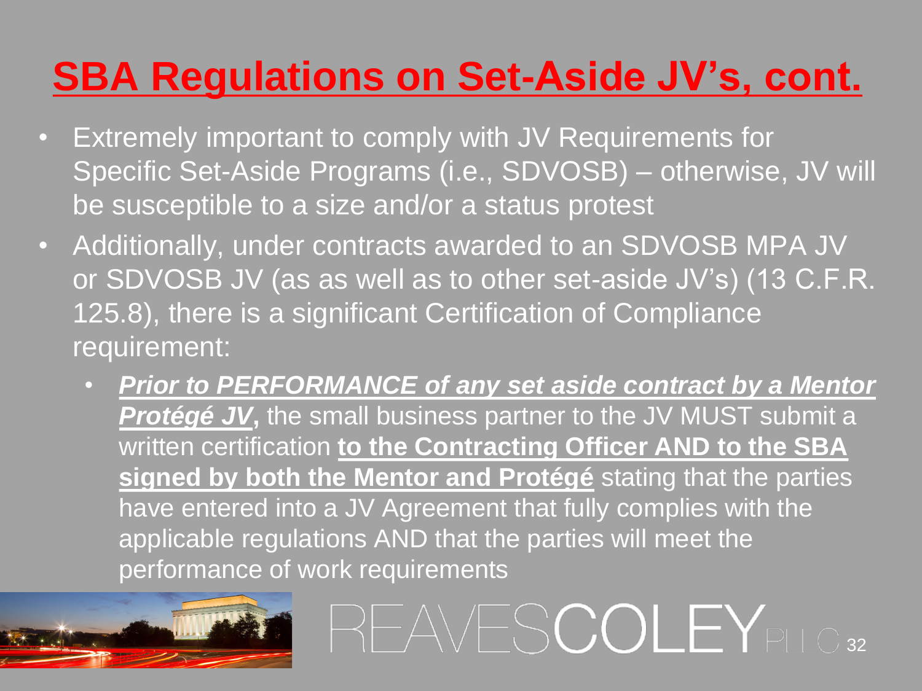# SBA Regulations on Set-Aside JV's, cont.

- Extremely important to comply with JV Requirements for Specific Set-Aside Programs (i.e., SDVOSB) – otherwise, JV will be susceptible to a size and/or a status protest
- Additionally, under contracts awarded to an SDVOSB MPA JV or SDVOSB JV (as as well as to other set-aside JV's) (13 C.F.R. 125.8), there is a significant Certification of Compliance requirement:
  - ***Prior to PERFORMANCE of any set aside contract by a Mentor Protégé JV*****,** the small business partner to the JV MUST submit a written certification **to the Contracting Officer AND to the SBA signed by both the Mentor and Protégé** stating that the parties have entered into a JV Agreement that fully complies with the applicable regulations AND that the parties will meet the performance of work requirements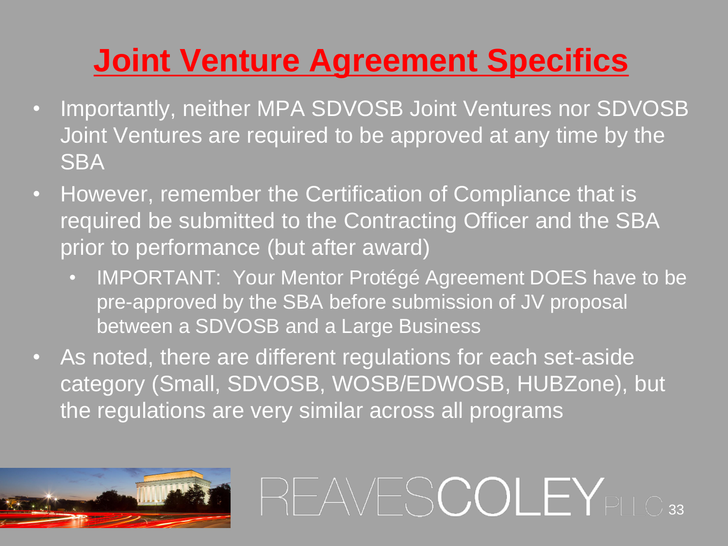# Joint Venture Agreement Specifics

- Importantly, neither MPA SDVOSB Joint Ventures nor SDVOSB Joint Ventures are required to be approved at any time by the SBA
- However, remember the Certification of Compliance that is required be submitted to the Contracting Officer and the SBA prior to performance (but after award)
  - IMPORTANT: Your Mentor Protégé Agreement DOES have to be pre-approved by the SBA before submission of JV proposal between a SDVOSB and a Large Business
- As noted, there are different regulations for each set-aside category (Small, SDVOSB, WOSB/EDWOSB, HUBZone), but the regulations are very similar across all programs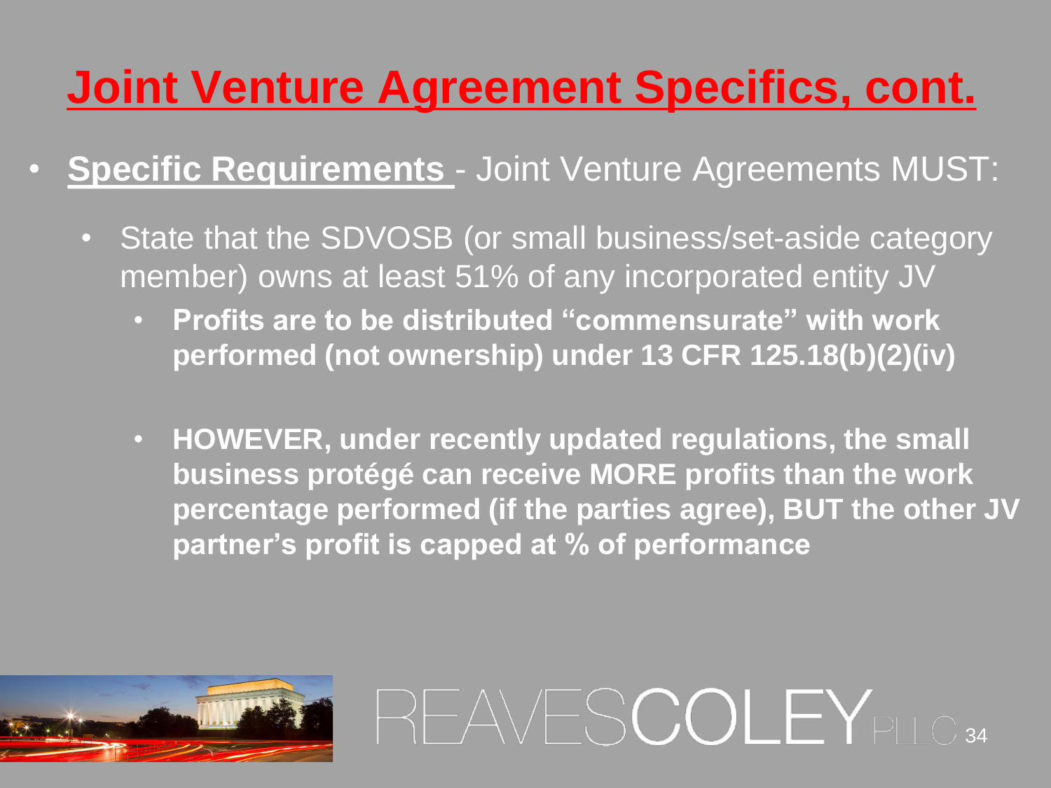# Joint Venture Agreement Specifics, cont.

- **Specific Requirements** - Joint Venture Agreements MUST:
  - State that the SDVOSB (or small business/set-aside category member) owns at least 51% of any incorporated entity JV
    - **Profits are to be distributed "commensurate" with work performed (not ownership) under 13 CFR 125.18(b)(2)(iv)**
    - **HOWEVER, under recently updated regulations, the small business protégé can receive MORE profits than the work percentage performed (if the parties agree), BUT the other JV partner's profit is capped at % of performance**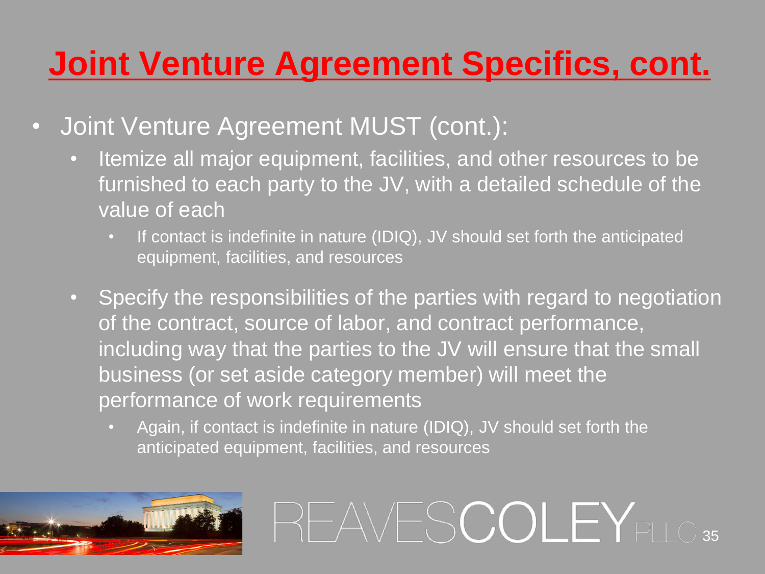# Joint Venture Agreement Specifics, cont.

- Joint Venture Agreement MUST (cont.):
  - Itemize all major equipment, facilities, and other resources to be furnished to each party to the JV, with a detailed schedule of the value of each
    - If contact is indefinite in nature (IDIQ), JV should set forth the anticipated equipment, facilities, and resources
  - Specify the responsibilities of the parties with regard to negotiation of the contract, source of labor, and contract performance, including way that the parties to the JV will ensure that the small business (or set aside category member) will meet the performance of work requirements
    - Again, if contact is indefinite in nature (IDIQ), JV should set forth the anticipated equipment, facilities, and resources

REAVESCOLEY PLLC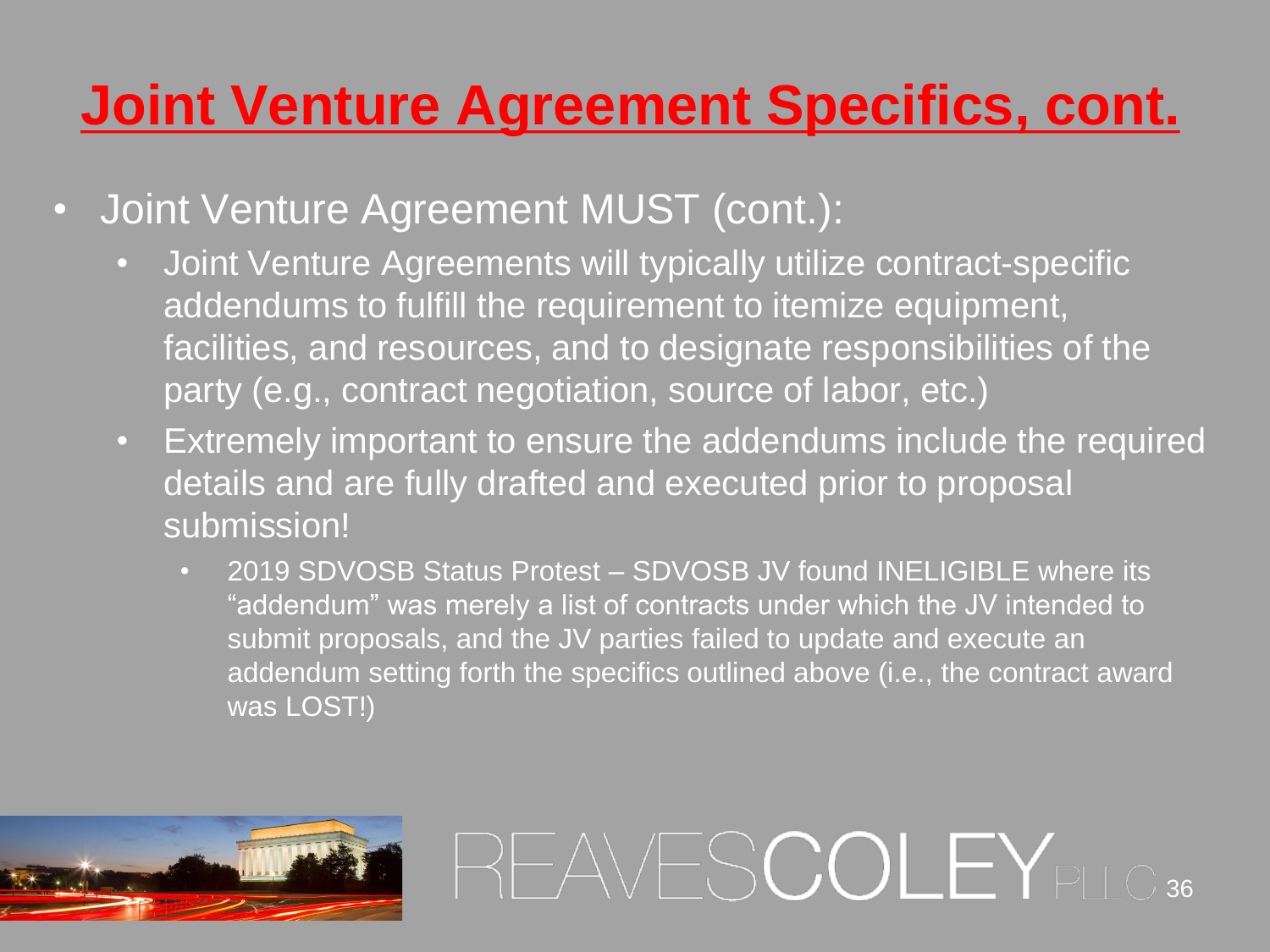# Joint Venture Agreement Specifics, cont.

- Joint Venture Agreement MUST (cont.):
  - Joint Venture Agreements will typically utilize contract-specific addendums to fulfill the requirement to itemize equipment, facilities, and resources, and to designate responsibilities of the party (e.g., contract negotiation, source of labor, etc.)
  - Extremely important to ensure the addendums include the required details and are fully drafted and executed prior to proposal submission!
    - 2019 SDVOSB Status Protest – SDVOSB JV found INELIGIBLE where its "addendum" was merely a list of contracts under which the JV intended to submit proposals, and the JV parties failed to update and execute an addendum setting forth the specifics outlined above (i.e., the contract award was LOST!)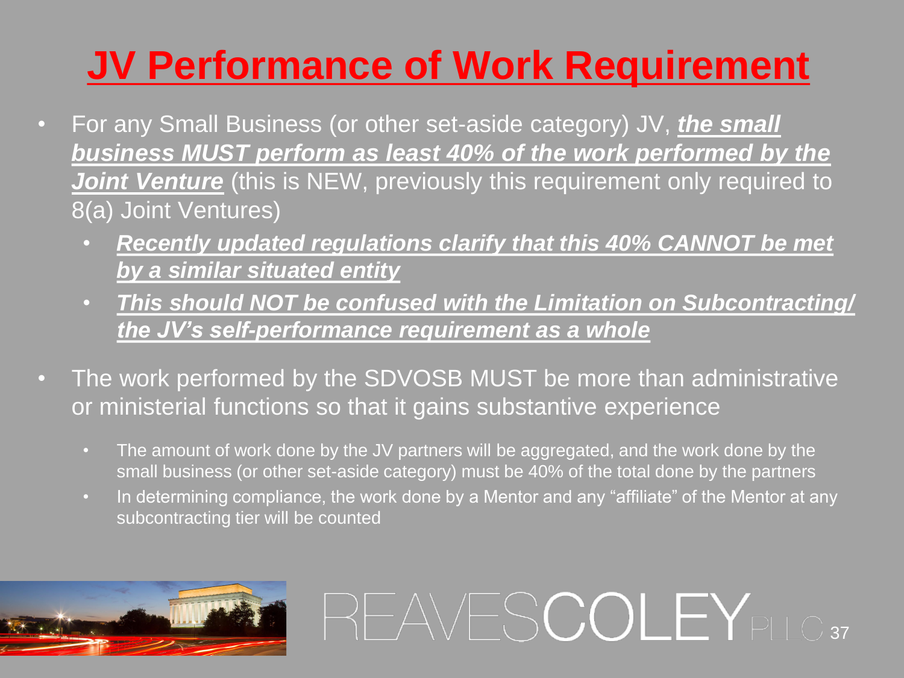# JV Performance of Work Requirement

- For any Small Business (or other set-aside category) JV, ***the small business MUST perform as least 40% of the work performed by the Joint Venture*** (this is NEW, previously this requirement only required to 8(a) Joint Ventures)
  - ***Recently updated regulations clarify that this 40% CANNOT be met by a similar situated entity***
  - ***This should NOT be confused with the Limitation on Subcontracting/ the JV's self-performance requirement as a whole***
- The work performed by the SDVOSB MUST be more than administrative or ministerial functions so that it gains substantive experience
  - The amount of work done by the JV partners will be aggregated, and the work done by the small business (or other set-aside category) must be 40% of the total done by the partners
  - In determining compliance, the work done by a Mentor and any "affiliate" of the Mentor at any subcontracting tier will be counted

REAVESCOLEY PLLC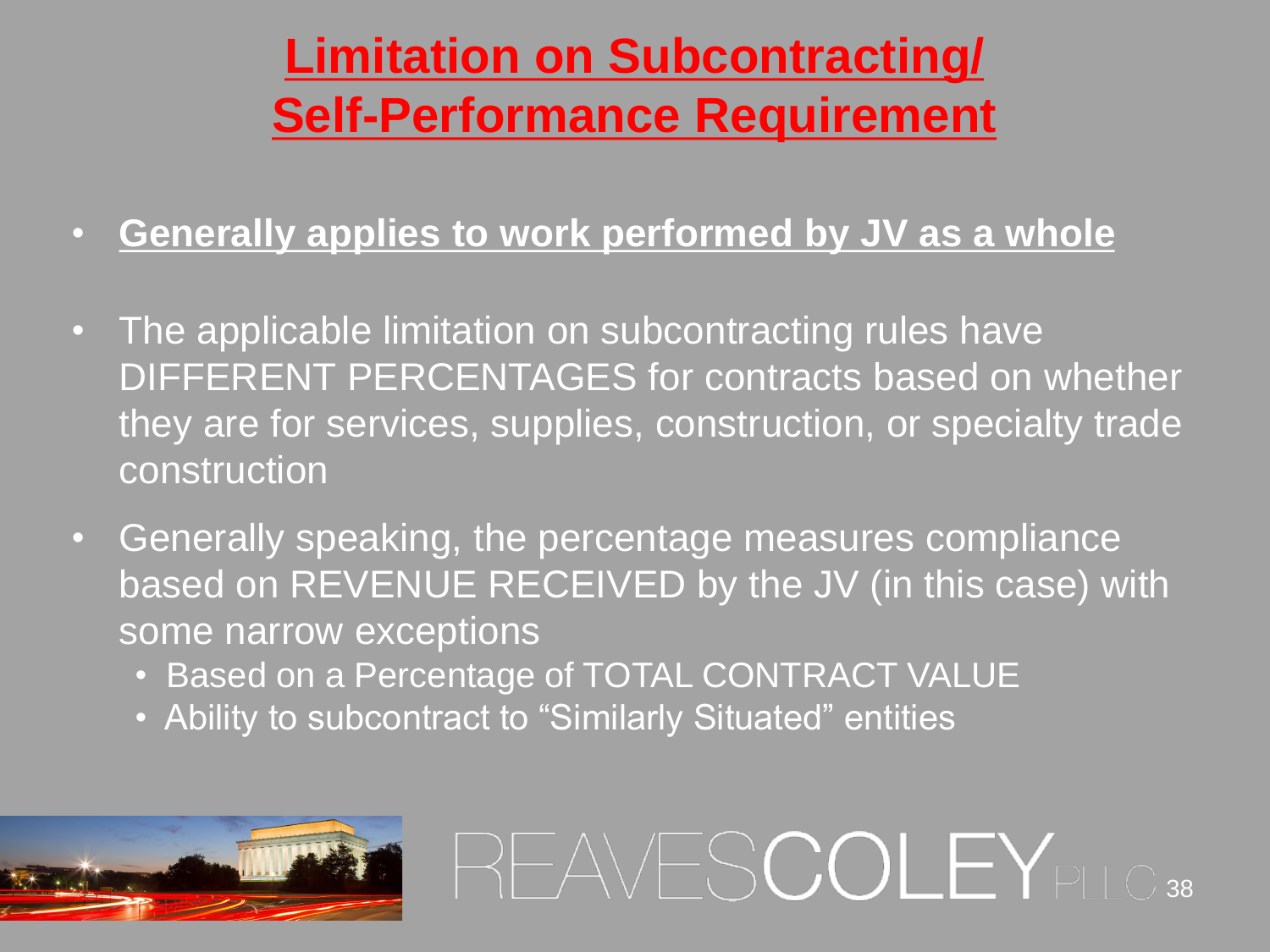# Limitation on Subcontracting/ Self-Performance Requirement

- **Generally applies to work performed by JV as a whole**
- The applicable limitation on subcontracting rules have DIFFERENT PERCENTAGES for contracts based on whether they are for services, supplies, construction, or specialty trade construction
- Generally speaking, the percentage measures compliance based on REVENUE RECEIVED by the JV (in this case) with some narrow exceptions
  - Based on a Percentage of TOTAL CONTRACT VALUE
  - Ability to subcontract to "Similarly Situated" entities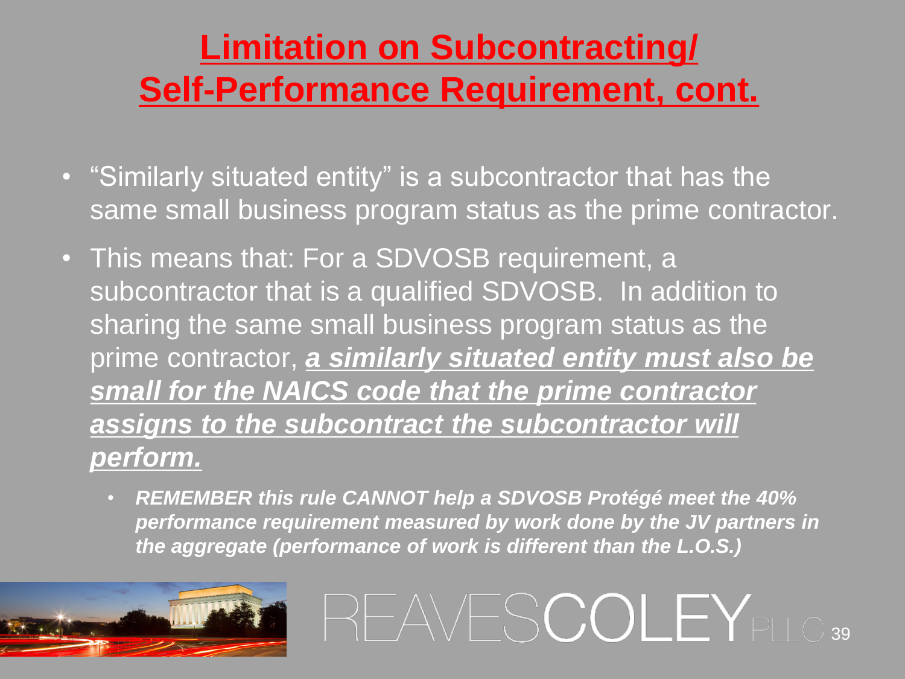# Limitation on Subcontracting/ Self-Performance Requirement, cont.

- "Similarly situated entity" is a subcontractor that has the same small business program status as the prime contractor.
- This means that: For a SDVOSB requirement, a subcontractor that is a qualified SDVOSB. In addition to sharing the same small business program status as the prime contractor, ***a similarly situated entity must also be small for the NAICS code that the prime contractor assigns to the subcontract the subcontractor will perform.***
  - ***REMEMBER this rule CANNOT help a SDVOSB Protégé meet the 40% performance requirement measured by work done by the JV partners in the aggregate (performance of work is different than the L.O.S.)***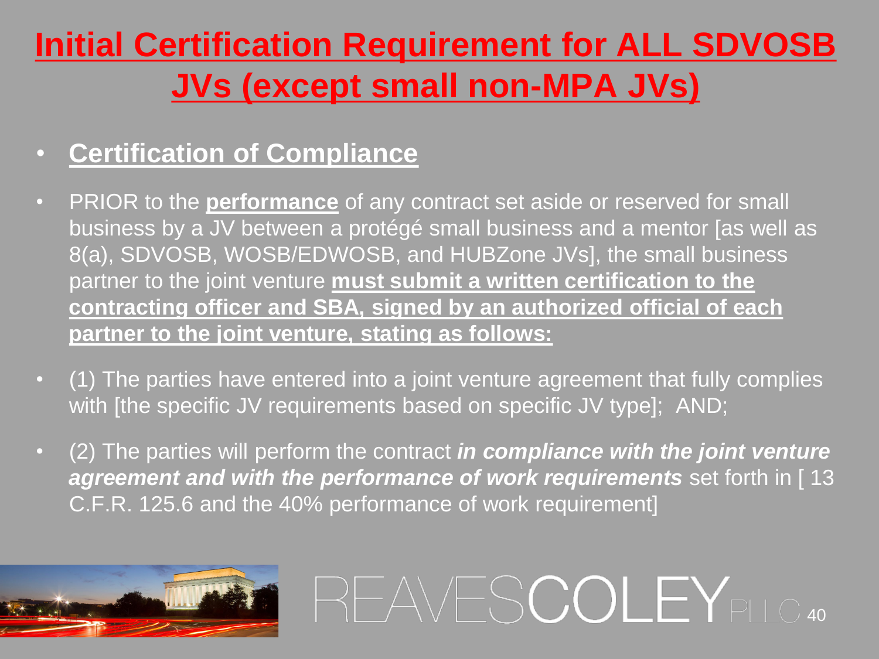# Initial Certification Requirement for ALL SDVOSB JVs (except small non-MPA JVs)

- **Certification of Compliance**
- PRIOR to the **performance** of any contract set aside or reserved for small business by a JV between a protégé small business and a mentor [as well as 8(a), SDVOSB, WOSB/EDWOSB, and HUBZone JVs], the small business partner to the joint venture **must submit a written certification to the contracting officer and SBA, signed by an authorized official of each partner to the joint venture, stating as follows:**
- (1) The parties have entered into a joint venture agreement that fully complies with [the specific JV requirements based on specific JV type]; AND;
- (2) The parties will perform the contract ***in compliance with the joint venture agreement and with the performance of work requirements*** set forth in [ 13 C.F.R. 125.6 and the 40% performance of work requirement]

REAVESCOLEY PLLC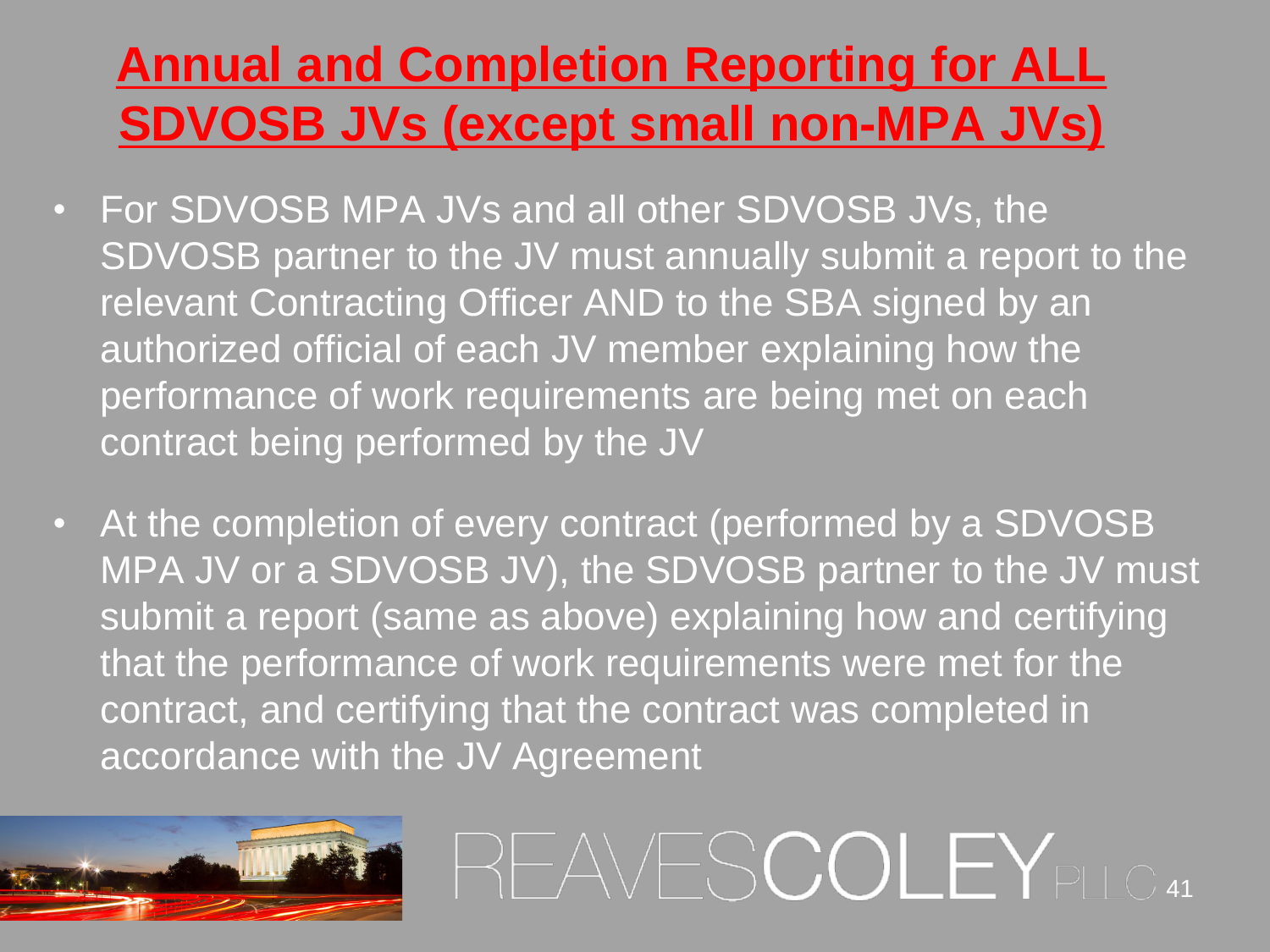# Annual and Completion Reporting for ALL SDVOSB JVs (except small non-MPA JVs)

- For SDVOSB MPA JVs and all other SDVOSB JVs, the SDVOSB partner to the JV must annually submit a report to the relevant Contracting Officer AND to the SBA signed by an authorized official of each JV member explaining how the performance of work requirements are being met on each contract being performed by the JV
- At the completion of every contract (performed by a SDVOSB MPA JV or a SDVOSB JV), the SDVOSB partner to the JV must submit a report (same as above) explaining how and certifying that the performance of work requirements were met for the contract, and certifying that the contract was completed in accordance with the JV Agreement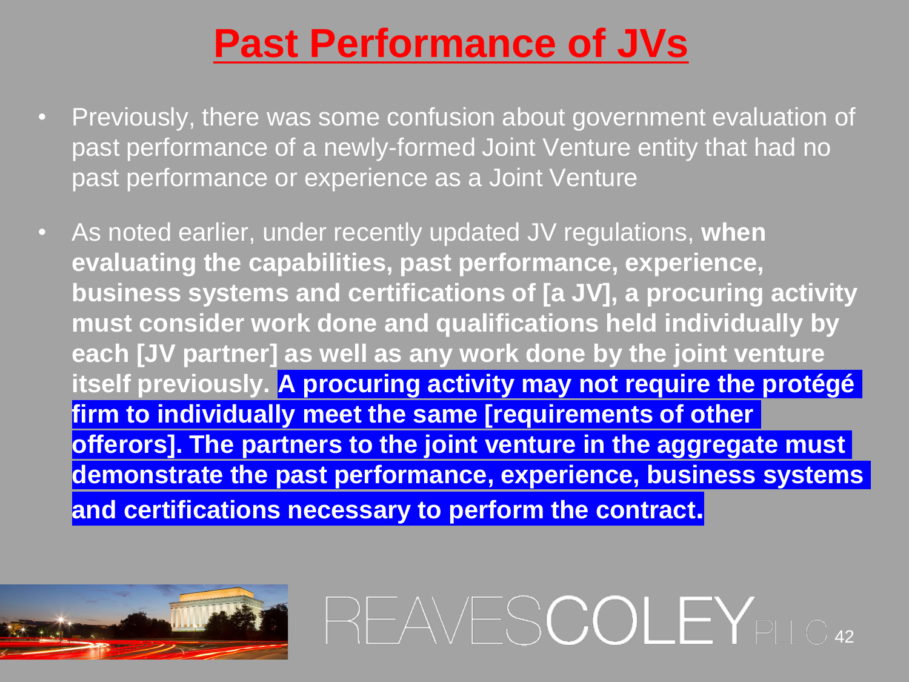# Past Performance of JVs

- Previously, there was some confusion about government evaluation of past performance of a newly-formed Joint Venture entity that had no past performance or experience as a Joint Venture
- As noted earlier, under recently updated JV regulations, **when evaluating the capabilities, past performance, experience, business systems and certifications of [a JV], a procuring activity must consider work done and qualifications held individually by each [JV partner] as well as any work done by the joint venture itself previously. A procuring activity may not require the protégé firm to individually meet the same [requirements of other offerors]. The partners to the joint venture in the aggregate must demonstrate the past performance, experience, business systems and certifications necessary to perform the contract.**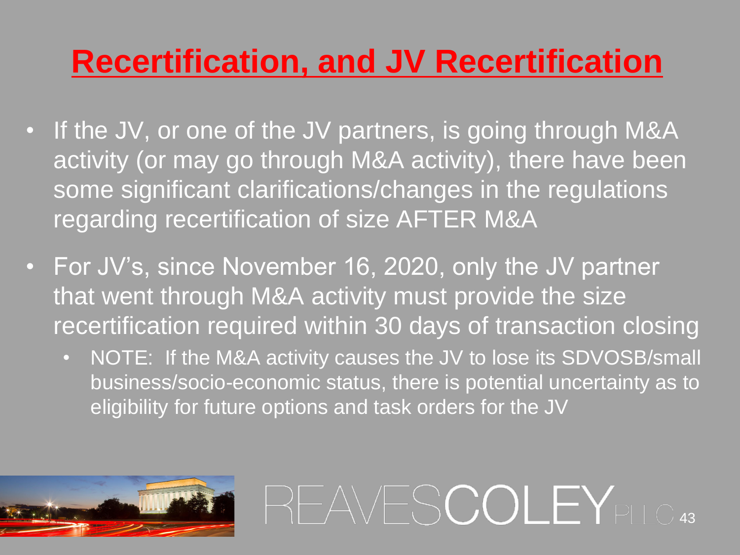# Recertification, and JV Recertification

- If the JV, or one of the JV partners, is going through M&A activity (or may go through M&A activity), there have been some significant clarifications/changes in the regulations regarding recertification of size AFTER M&A
- For JV's, since November 16, 2020, only the JV partner that went through M&A activity must provide the size recertification required within 30 days of transaction closing
  - NOTE: If the M&A activity causes the JV to lose its SDVOSB/small business/socio-economic status, there is potential uncertainty as to eligibility for future options and task orders for the JV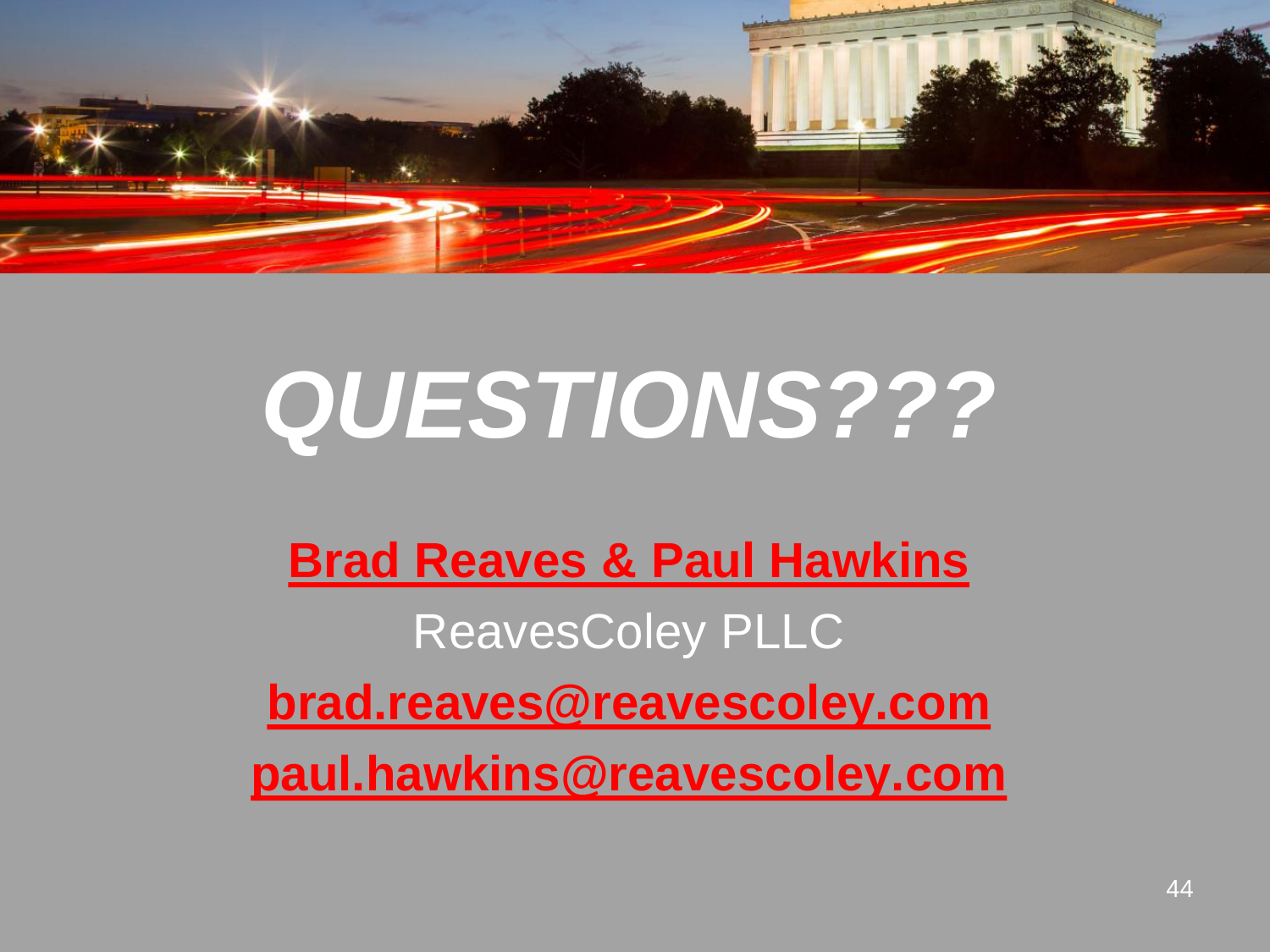# *QUESTIONS???*

**Brad Reaves & Paul Hawkins**

ReavesColey PLLC

**brad.reaves@reavescoley.com**

**paul.hawkins@reavescoley.com**